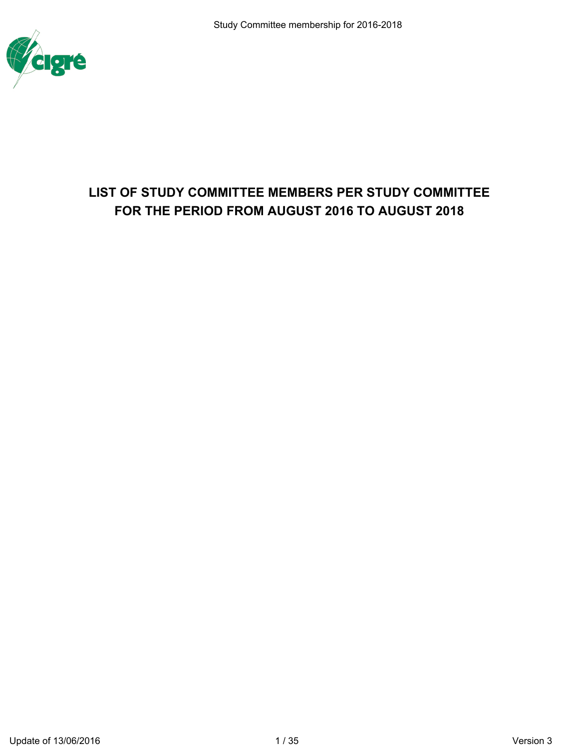# LIST OF STUDY COMMITTEE MEMBERS PER STUDY COMMITTEE FOR THE PERIOD FROM AUGUST 2016 TO AUGUST 2018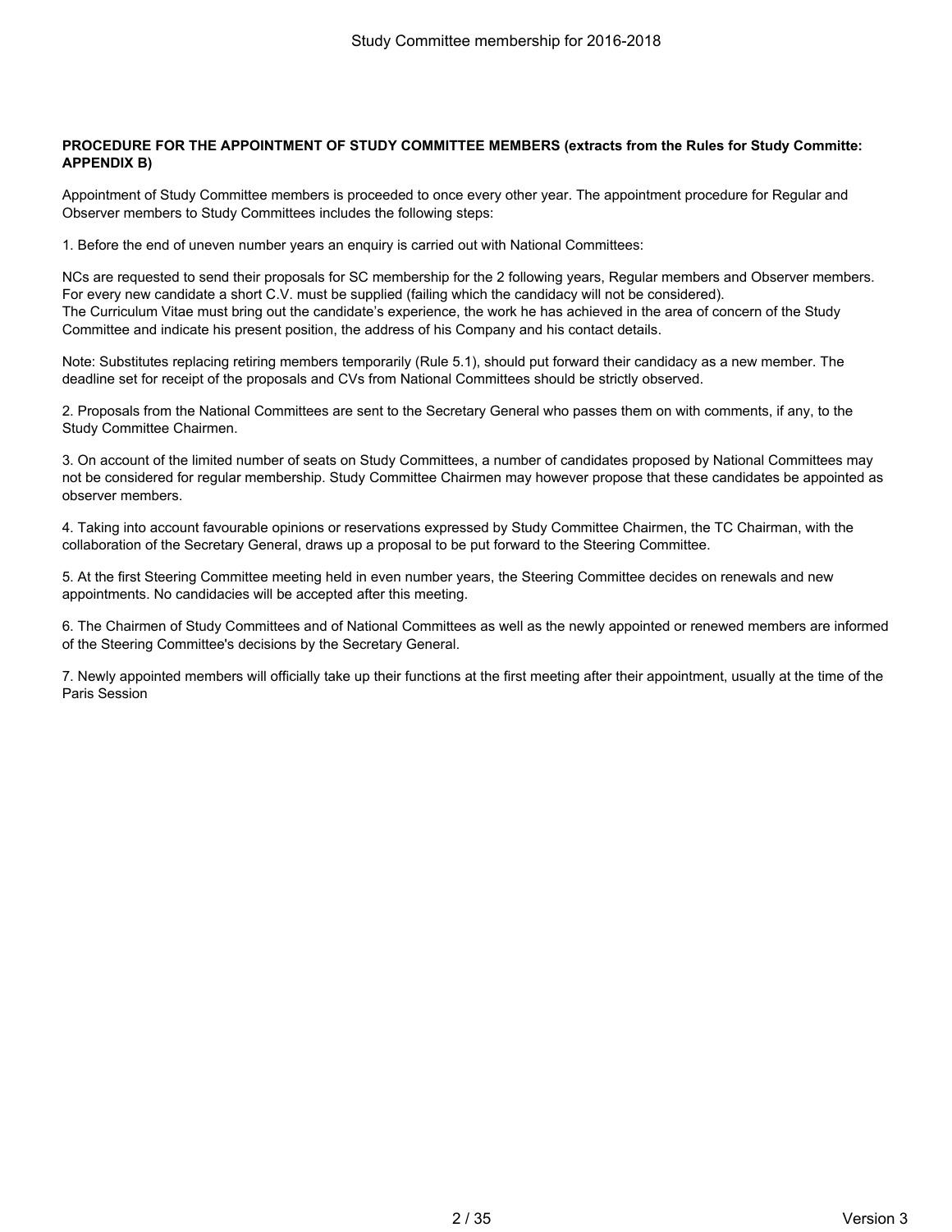**PROCEDURE FOR THE APPOINTMENT OF STUDY COMMITTEE MEMBERS (extracts from the Rules for Study Committe: APPENDIX B)**

Appointment of Study Committee members is proceeded to once every other year. The appointment procedure for Regular and Observer members to Study Committees includes the following steps:

1. Before the end of uneven number years an enquiry is carried out with National Committees:

NCs are requested to send their proposals for SC membership for the 2 following years, Regular members and Observer members. For every new candidate a short C.V. must be supplied (failing which the candidacy will not be considered).
The Curriculum Vitae must bring out the candidate's experience, the work he has achieved in the area of concern of the Study Committee and indicate his present position, the address of his Company and his contact details.

Note: Substitutes replacing retiring members temporarily (Rule 5.1), should put forward their candidacy as a new member. The deadline set for receipt of the proposals and CVs from National Committees should be strictly observed.

2. Proposals from the National Committees are sent to the Secretary General who passes them on with comments, if any, to the Study Committee Chairmen.

3. On account of the limited number of seats on Study Committees, a number of candidates proposed by National Committees may not be considered for regular membership. Study Committee Chairmen may however propose that these candidates be appointed as observer members.

4. Taking into account favourable opinions or reservations expressed by Study Committee Chairmen, the TC Chairman, with the collaboration of the Secretary General, draws up a proposal to be put forward to the Steering Committee.

5. At the first Steering Committee meeting held in even number years, the Steering Committee decides on renewals and new appointments. No candidacies will be accepted after this meeting.

6. The Chairmen of Study Committees and of National Committees as well as the newly appointed or renewed members are informed of the Steering Committee's decisions by the Secretary General.

7. Newly appointed members will officially take up their functions at the first meeting after their appointment, usually at the time of the Paris Session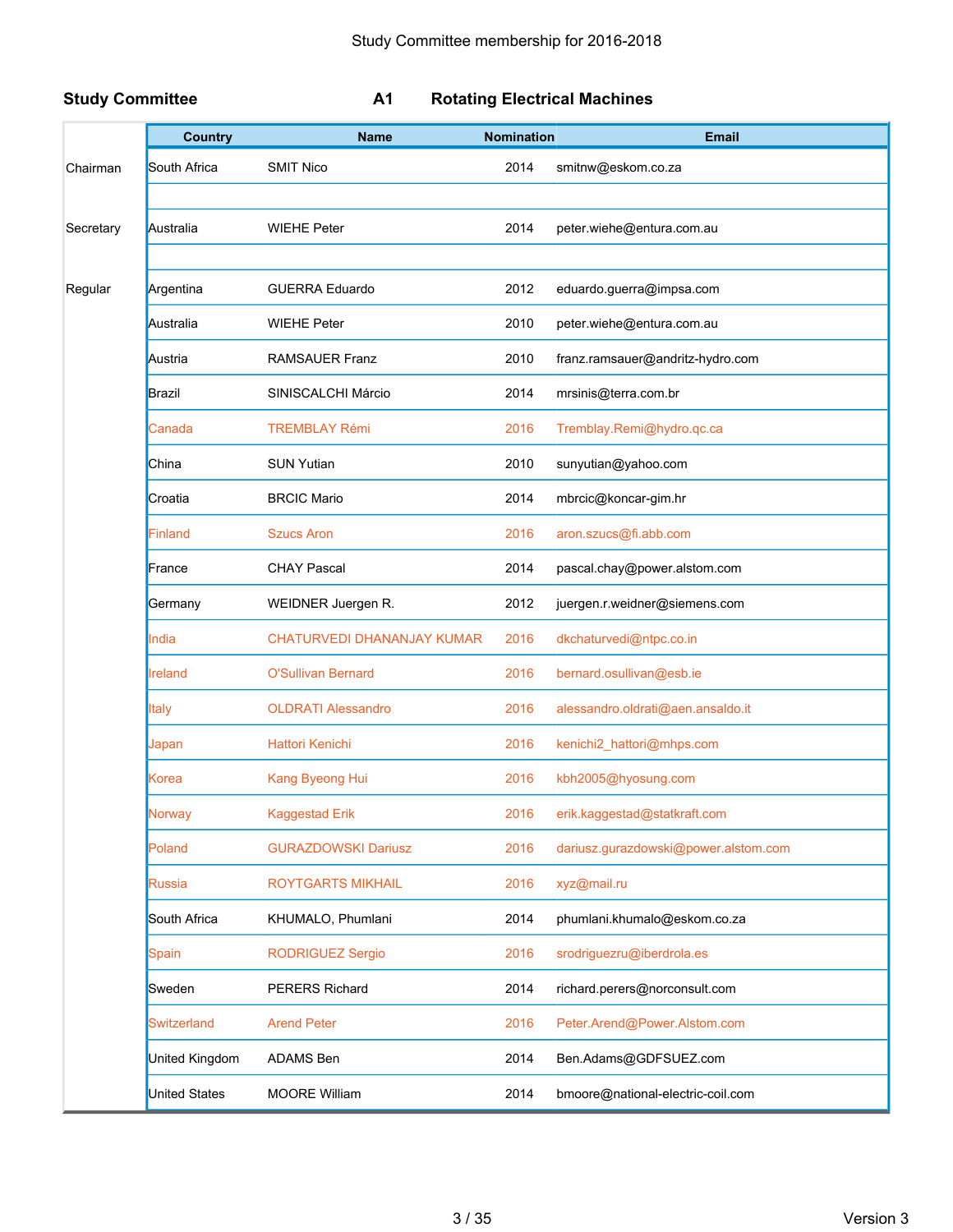Study Committee membership for 2016-2018

**Study Committee** **A1** **Rotating Electrical Machines**

| | Country | Name | Nomination | Email |
|---|---|---|---|---|
| Chairman | South Africa | SMIT Nico | 2014 | smitnw@eskom.co.za |
| | | | | |
| Secretary | Australia | WIEHE Peter | 2014 | peter.wiehe@entura.com.au |
| | | | | |
| Regular | Argentina | GUERRA Eduardo | 2012 | eduardo.guerra@impsa.com |
| | Australia | WIEHE Peter | 2010 | peter.wiehe@entura.com.au |
| | Austria | RAMSAUER Franz | 2010 | franz.ramsauer@andritz-hydro.com |
| | Brazil | SINISCALCHI Márcio | 2014 | mrsinis@terra.com.br |
| | Canada | TREMBLAY Rémi | 2016 | Tremblay.Remi@hydro.qc.ca |
| | China | SUN Yutian | 2010 | sunyutian@yahoo.com |
| | Croatia | BRCIC Mario | 2014 | mbrcic@koncar-gim.hr |
| | Finland | Szucs Aron | 2016 | aron.szucs@fi.abb.com |
| | France | CHAY Pascal | 2014 | pascal.chay@power.alstom.com |
| | Germany | WEIDNER Juergen R. | 2012 | juergen.r.weidner@siemens.com |
| | India | CHATURVEDI DHANANJAY KUMAR | 2016 | dkchaturvedi@ntpc.co.in |
| | Ireland | O'Sullivan Bernard | 2016 | bernard.osullivan@esb.ie |
| | Italy | OLDRATI Alessandro | 2016 | alessandro.oldrati@aen.ansaldo.it |
| | Japan | Hattori Kenichi | 2016 | kenichi2_hattori@mhps.com |
| | Korea | Kang Byeong Hui | 2016 | kbh2005@hyosung.com |
| | Norway | Kaggestad Erik | 2016 | erik.kaggestad@statkraft.com |
| | Poland | GURAZDOWSKI Dariusz | 2016 | dariusz.gurazdowski@power.alstom.com |
| | Russia | ROYTGARTS MIKHAIL | 2016 | xyz@mail.ru |
| | South Africa | KHUMALO, Phumlani | 2014 | phumlani.khumalo@eskom.co.za |
| | Spain | RODRIGUEZ Sergio | 2016 | srodriguezru@iberdrola.es |
| | Sweden | PERERS Richard | 2014 | richard.perers@norconsult.com |
| | Switzerland | Arend Peter | 2016 | Peter.Arend@Power.Alstom.com |
| | United Kingdom | ADAMS Ben | 2014 | Ben.Adams@GDFSUEZ.com |
| | United States | MOORE William | 2014 | bmoore@national-electric-coil.com |

Version 3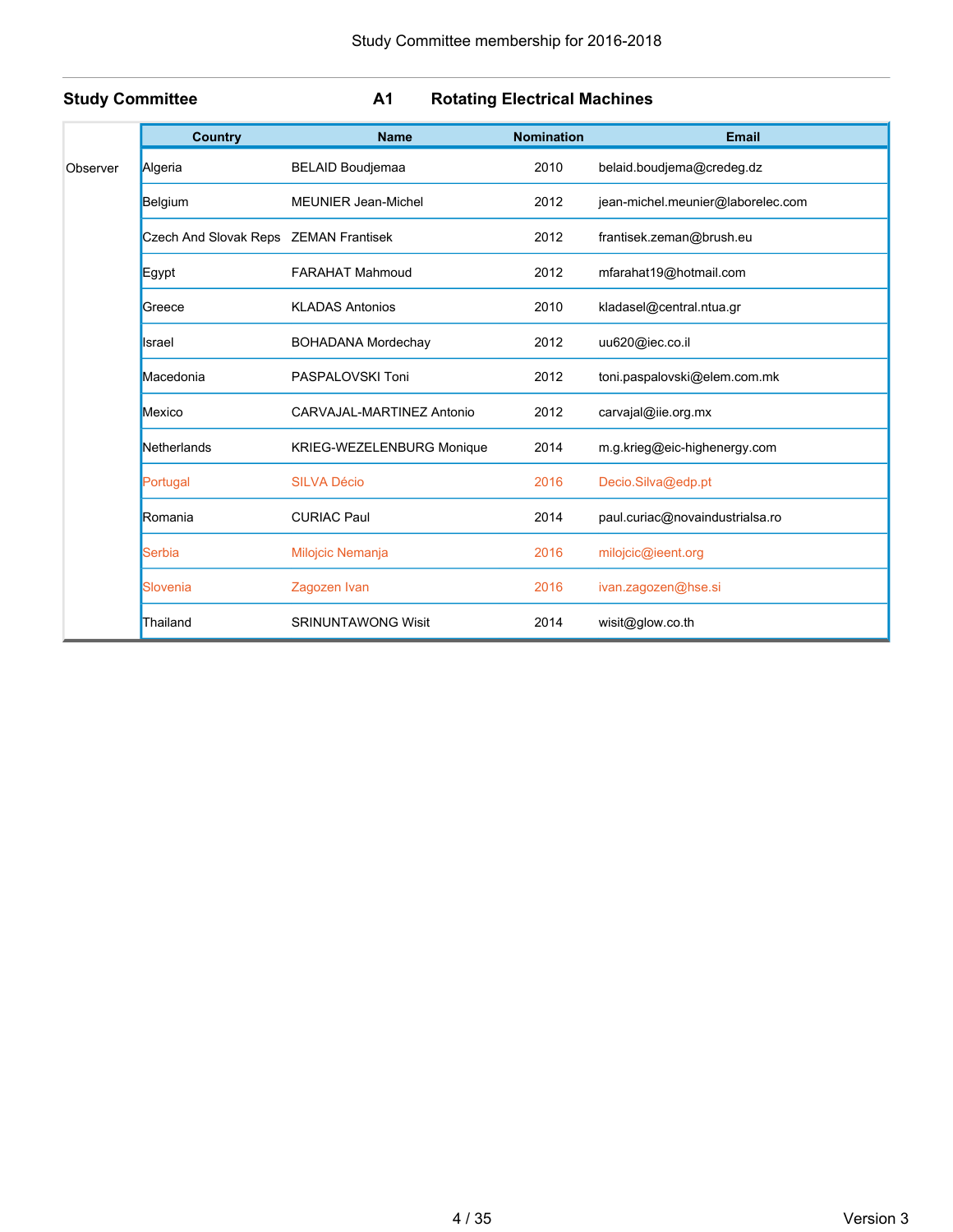Study Committee membership for 2016-2018

**Study Committee** **A1** **Rotating Electrical Machines**

| | Country | Name | Nomination | Email |
|---|---|---|---|---|
| Observer | Algeria | BELAID Boudjemaa | 2010 | belaid.boudjema@credeg.dz |
| | Belgium | MEUNIER Jean-Michel | 2012 | jean-michel.meunier@laborelec.com |
| | Czech And Slovak Reps | ZEMAN Frantisek | 2012 | frantisek.zeman@brush.eu |
| | Egypt | FARAHAT Mahmoud | 2012 | mfarahat19@hotmail.com |
| | Greece | KLADAS Antonios | 2010 | kladasel@central.ntua.gr |
| | Israel | BOHADANA Mordechay | 2012 | uu620@iec.co.il |
| | Macedonia | PASPALOVSKI Toni | 2012 | toni.paspalovski@elem.com.mk |
| | Mexico | CARVAJAL-MARTINEZ Antonio | 2012 | carvajal@iie.org.mx |
| | Netherlands | KRIEG-WEZELENBURG Monique | 2014 | m.g.krieg@eic-highenergy.com |
| | Portugal | SILVA Décio | 2016 | Decio.Silva@edp.pt |
| | Romania | CURIAC Paul | 2014 | paul.curiac@novaindustrialsa.ro |
| | Serbia | Milojcic Nemanja | 2016 | milojcic@ieent.org |
| | Slovenia | Zagozen Ivan | 2016 | ivan.zagozen@hse.si |
| | Thailand | SRINUNTAWONG Wisit | 2014 | wisit@glow.co.th |

Version 3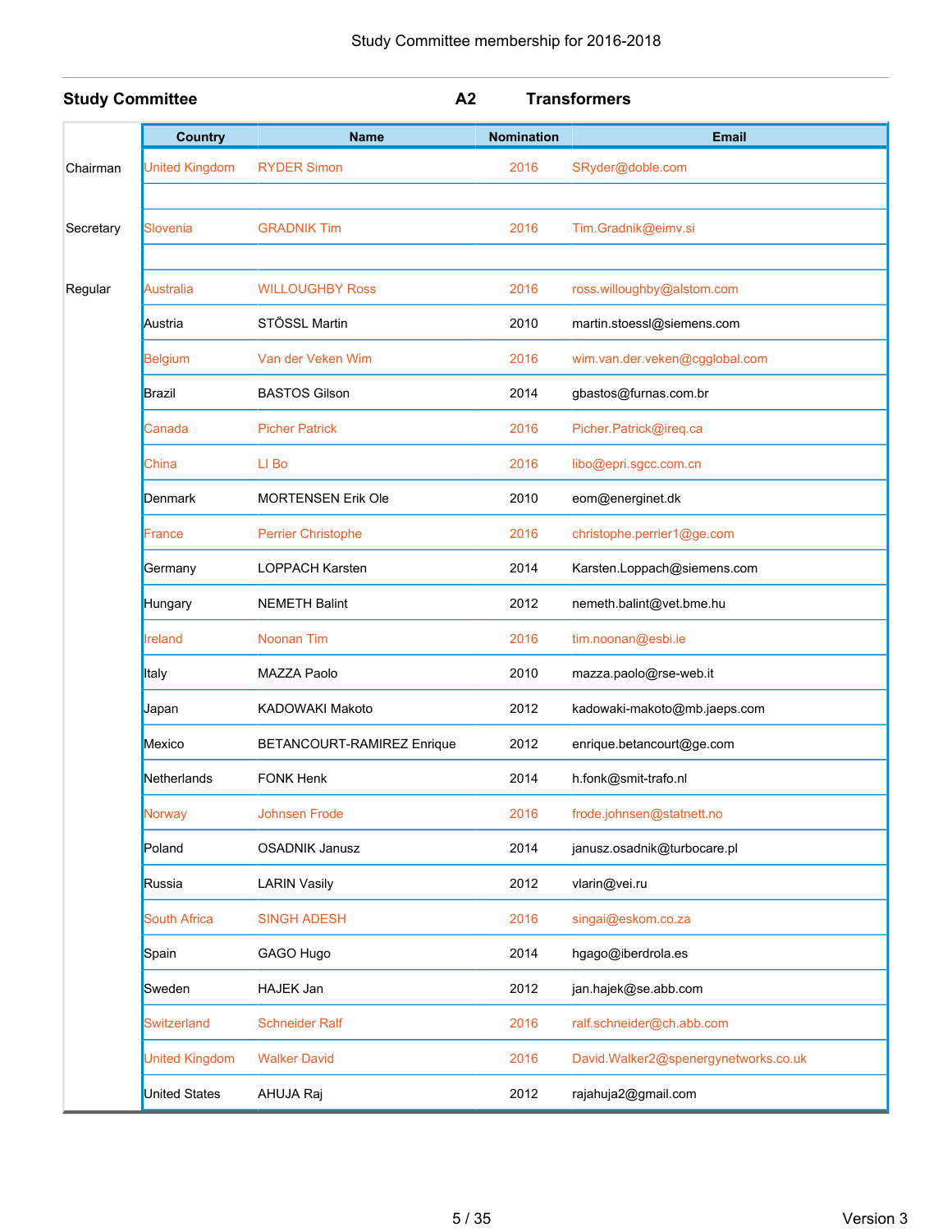Study Committee membership for 2016-2018

**Study Committee** **A2** **Transformers**

| | Country | Name | Nomination | Email |
|---|---|---|---|---|
| Chairman | United Kingdom | RYDER Simon | 2016 | SRyder@doble.com |
| | | | | |
| Secretary | Slovenia | GRADNIK Tim | 2016 | Tim.Gradnik@eimv.si |
| | | | | |
| Regular | Australia | WILLOUGHBY Ross | 2016 | ross.willoughby@alstom.com |
| | Austria | STÖSSL Martin | 2010 | martin.stoessl@siemens.com |
| | Belgium | Van der Veken Wim | 2016 | wim.van.der.veken@cgglobal.com |
| | Brazil | BASTOS Gilson | 2014 | gbastos@furnas.com.br |
| | Canada | Picher Patrick | 2016 | Picher.Patrick@ireq.ca |
| | China | LI Bo | 2016 | libo@epri.sgcc.com.cn |
| | Denmark | MORTENSEN Erik Ole | 2010 | eom@energinet.dk |
| | France | Perrier Christophe | 2016 | christophe.perrier1@ge.com |
| | Germany | LOPPACH Karsten | 2014 | Karsten.Loppach@siemens.com |
| | Hungary | NEMETH Balint | 2012 | nemeth.balint@vet.bme.hu |
| | Ireland | Noonan Tim | 2016 | tim.noonan@esbi.ie |
| | Italy | MAZZA Paolo | 2010 | mazza.paolo@rse-web.it |
| | Japan | KADOWAKI Makoto | 2012 | kadowaki-makoto@mb.jaeps.com |
| | Mexico | BETANCOURT-RAMIREZ Enrique | 2012 | enrique.betancourt@ge.com |
| | Netherlands | FONK Henk | 2014 | h.fonk@smit-trafo.nl |
| | Norway | Johnsen Frode | 2016 | frode.johnsen@statnett.no |
| | Poland | OSADNIK Janusz | 2014 | janusz.osadnik@turbocare.pl |
| | Russia | LARIN Vasily | 2012 | vlarin@vei.ru |
| | South Africa | SINGH ADESH | 2016 | singai@eskom.co.za |
| | Spain | GAGO Hugo | 2014 | hgago@iberdrola.es |
| | Sweden | HAJEK Jan | 2012 | jan.hajek@se.abb.com |
| | Switzerland | Schneider Ralf | 2016 | ralf.schneider@ch.abb.com |
| | United Kingdom | Walker David | 2016 | David.Walker2@spenergynetworks.co.uk |
| | United States | AHUJA Raj | 2012 | rajahuja2@gmail.com |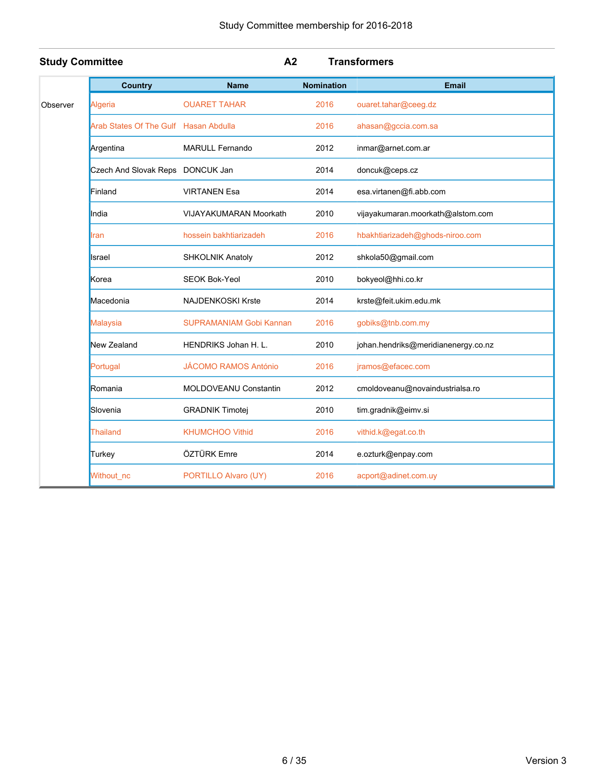Study Committee membership for 2016-2018

**Study Committee A2 Transformers**

| | Country | Name | Nomination | Email |
|---|---|---|---|---|
| Observer | Algeria | OUARET TAHAR | 2016 | ouaret.tahar@ceeg.dz |
| | Arab States Of The Gulf | Hasan Abdulla | 2016 | ahasan@gccia.com.sa |
| | Argentina | MARULL Fernando | 2012 | inmar@arnet.com.ar |
| | Czech And Slovak Reps | DONCUK Jan | 2014 | doncuk@ceps.cz |
| | Finland | VIRTANEN Esa | 2014 | esa.virtanen@fi.abb.com |
| | India | VIJAYAKUMARAN Moorkath | 2010 | vijayakumaran.moorkath@alstom.com |
| | Iran | hossein bakhtiarizadeh | 2016 | hbakhtiarizadeh@ghods-niroo.com |
| | Israel | SHKOLNIK Anatoly | 2012 | shkola50@gmail.com |
| | Korea | SEOK Bok-Yeol | 2010 | bokyeol@hhi.co.kr |
| | Macedonia | NAJDENKOSKI Krste | 2014 | krste@feit.ukim.edu.mk |
| | Malaysia | SUPRAMANIAM Gobi Kannan | 2016 | gobiks@tnb.com.my |
| | New Zealand | HENDRIKS Johan H. L. | 2010 | johan.hendriks@meridianenergy.co.nz |
| | Portugal | JÁCOMO RAMOS António | 2016 | jramos@efacec.com |
| | Romania | MOLDOVEANU Constantin | 2012 | cmoldoveanu@novaindustrialsa.ro |
| | Slovenia | GRADNIK Timotej | 2010 | tim.gradnik@eimv.si |
| | Thailand | KHUMCHOO Vithid | 2016 | vithid.k@egat.co.th |
| | Turkey | ÖZTÜRK Emre | 2014 | e.ozturk@enpay.com |
| | Without_nc | PORTILLO Alvaro (UY) | 2016 | acport@adinet.com.uy |

Version 3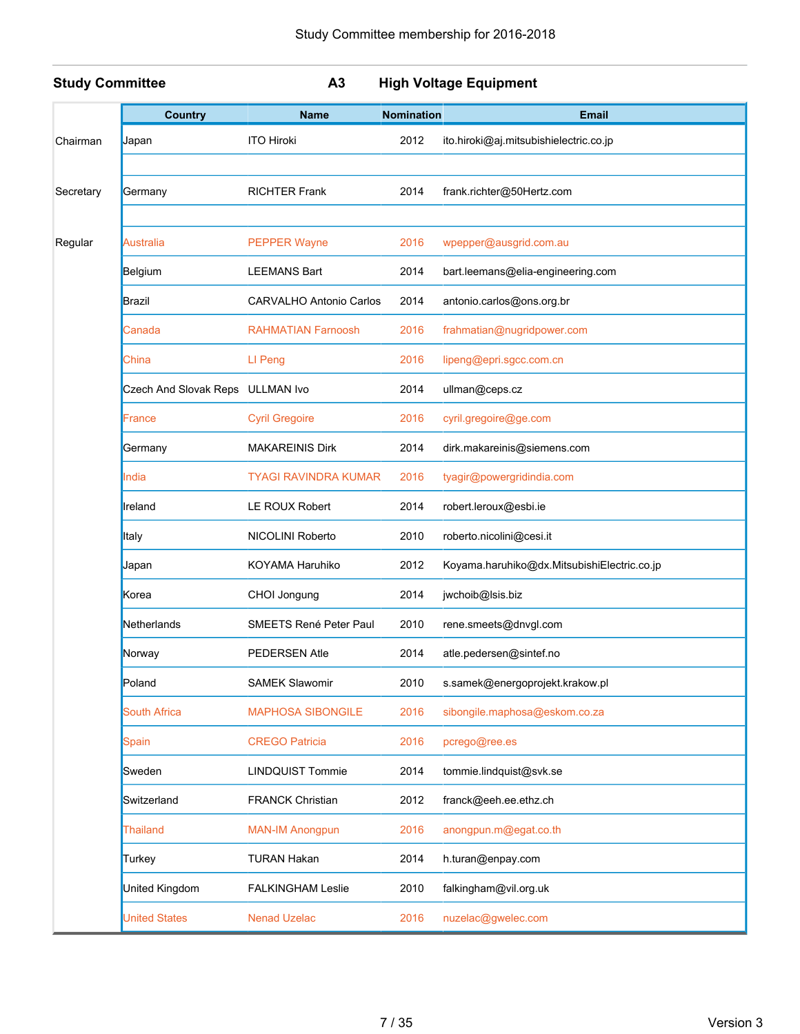Study Committee membership for 2016-2018

**Study Committee** **A3** **High Voltage Equipment**

| | Country | Name | Nomination | Email |
|---|---|---|---|---|
| Chairman | Japan | ITO Hiroki | 2012 | ito.hiroki@aj.mitsubishielectric.co.jp |
| | | | | |
| Secretary | Germany | RICHTER Frank | 2014 | frank.richter@50Hertz.com |
| | | | | |
| Regular | Australia | PEPPER Wayne | 2016 | wpepper@ausgrid.com.au |
| | Belgium | LEEMANS Bart | 2014 | bart.leemans@elia-engineering.com |
| | Brazil | CARVALHO Antonio Carlos | 2014 | antonio.carlos@ons.org.br |
| | Canada | RAHMATIAN Farnoosh | 2016 | frahmatian@nugridpower.com |
| | China | LI Peng | 2016 | lipeng@epri.sgcc.com.cn |
| | Czech And Slovak Reps | ULLMAN Ivo | 2014 | ullman@ceps.cz |
| | France | Cyril Gregoire | 2016 | cyril.gregoire@ge.com |
| | Germany | MAKAREINIS Dirk | 2014 | dirk.makareinis@siemens.com |
| | India | TYAGI RAVINDRA KUMAR | 2016 | tyagir@powergridindia.com |
| | Ireland | LE ROUX Robert | 2014 | robert.leroux@esbi.ie |
| | Italy | NICOLINI Roberto | 2010 | roberto.nicolini@cesi.it |
| | Japan | KOYAMA Haruhiko | 2012 | Koyama.haruhiko@dx.MitsubishiElectric.co.jp |
| | Korea | CHOI Jongung | 2014 | jwchoib@lsis.biz |
| | Netherlands | SMEETS René Peter Paul | 2010 | rene.smeets@dnvgl.com |
| | Norway | PEDERSEN Atle | 2014 | atle.pedersen@sintef.no |
| | Poland | SAMEK Slawomir | 2010 | s.samek@energoprojekt.krakow.pl |
| | South Africa | MAPHOSA SIBONGILE | 2016 | sibongile.maphosa@eskom.co.za |
| | Spain | CREGO Patricia | 2016 | pcrego@ree.es |
| | Sweden | LINDQUIST Tommie | 2014 | tommie.lindquist@svk.se |
| | Switzerland | FRANCK Christian | 2012 | franck@eeh.ee.ethz.ch |
| | Thailand | MAN-IM Anongpun | 2016 | anongpun.m@egat.co.th |
| | Turkey | TURAN Hakan | 2014 | h.turan@enpay.com |
| | United Kingdom | FALKINGHAM Leslie | 2010 | falkingham@vil.org.uk |
| | United States | Nenad Uzelac | 2016 | nuzelac@gwelec.com |

Version 3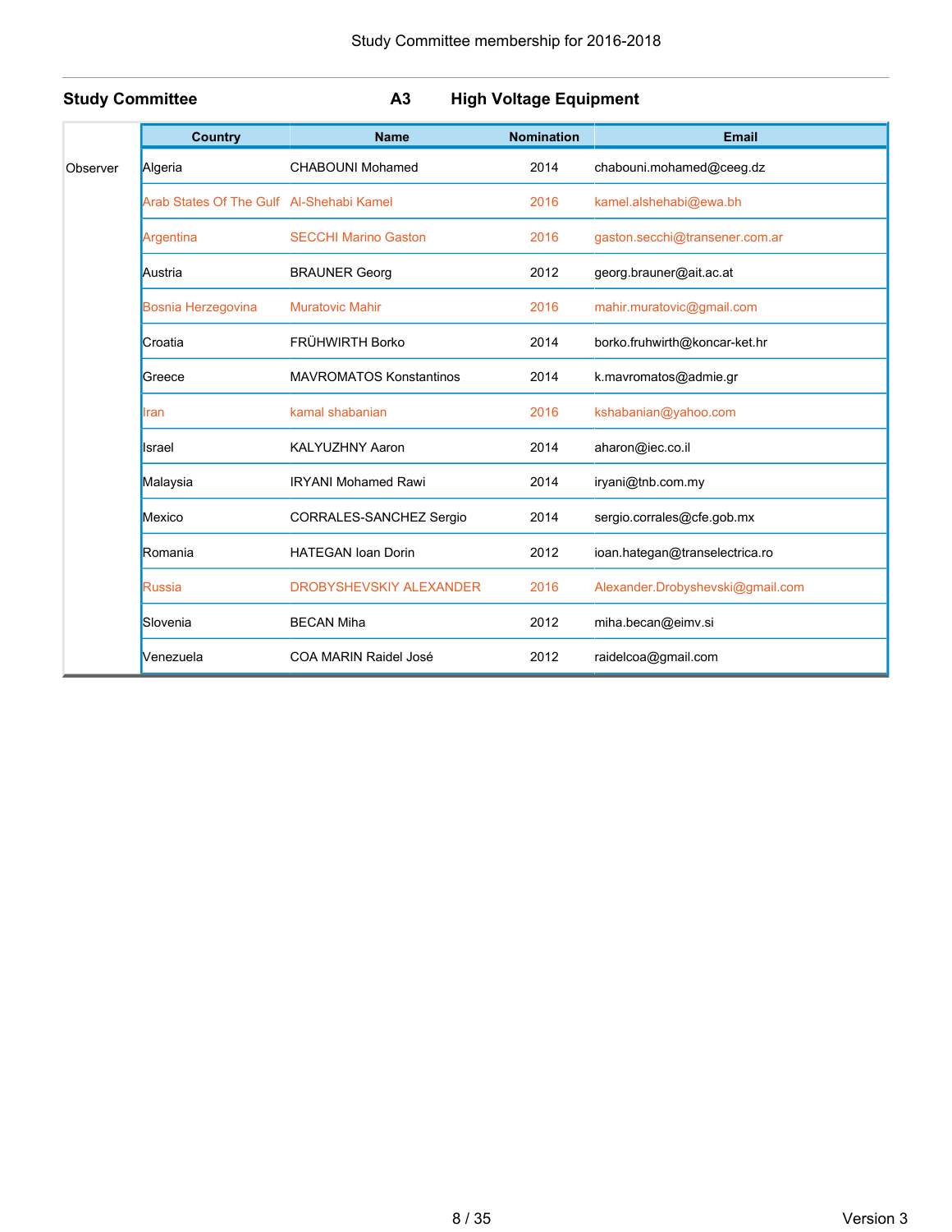## Study Committee A3 High Voltage Equipment

| | Country | Name | Nomination | Email |
|---|---|---|---|---|
| Observer | Algeria | CHABOUNI Mohamed | 2014 | chabouni.mohamed@ceeg.dz |
| | Arab States Of The Gulf | Al-Shehabi Kamel | 2016 | kamel.alshehabi@ewa.bh |
| | Argentina | SECCHI Marino Gaston | 2016 | gaston.secchi@transener.com.ar |
| | Austria | BRAUNER Georg | 2012 | georg.brauner@ait.ac.at |
| | Bosnia Herzegovina | Muratovic Mahir | 2016 | mahir.muratovic@gmail.com |
| | Croatia | FRÜHWIRTH Borko | 2014 | borko.fruhwirth@koncar-ket.hr |
| | Greece | MAVROMATOS Konstantinos | 2014 | k.mavromatos@admie.gr |
| | Iran | kamal shabanian | 2016 | kshabanian@yahoo.com |
| | Israel | KALYUZHNY Aaron | 2014 | aharon@iec.co.il |
| | Malaysia | IRYANI Mohamed Rawi | 2014 | iryani@tnb.com.my |
| | Mexico | CORRALES-SANCHEZ Sergio | 2014 | sergio.corrales@cfe.gob.mx |
| | Romania | HATEGAN Ioan Dorin | 2012 | ioan.hategan@transelectrica.ro |
| | Russia | DROBYSHEVSKIY ALEXANDER | 2016 | Alexander.Drobyshevski@gmail.com |
| | Slovenia | BECAN Miha | 2012 | miha.becan@eimv.si |
| | Venezuela | COA MARIN Raidel José | 2012 | raidelcoa@gmail.com |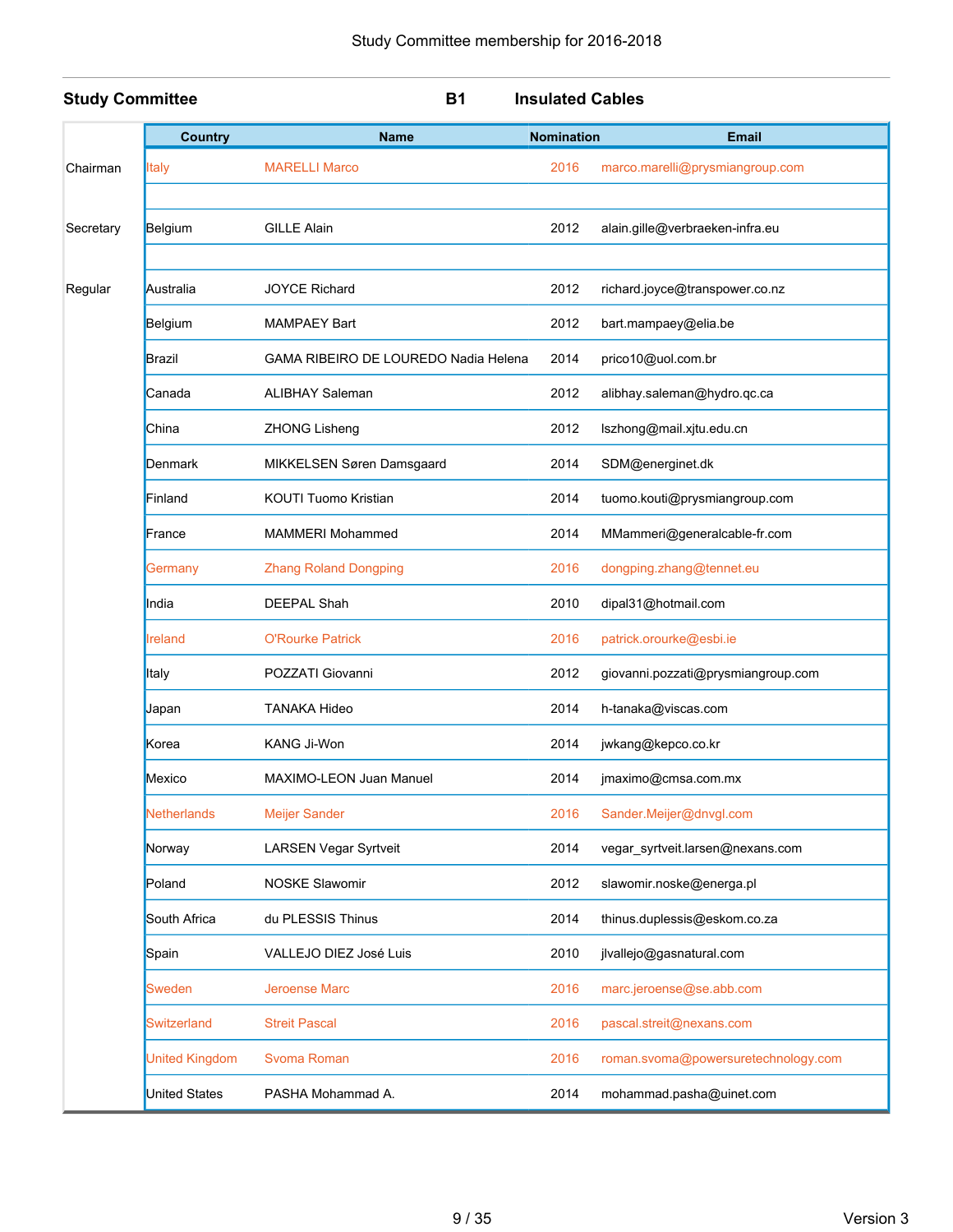Study Committee membership for 2016-2018

**Study Committee** **B1** **Insulated Cables**

| | Country | Name | Nomination | Email |
|---|---|---|---|---|
| Chairman | Italy | MARELLI Marco | 2016 | marco.marelli@prysmiangroup.com |
| | | | | |
| Secretary | Belgium | GILLE Alain | 2012 | alain.gille@verbraeken-infra.eu |
| | | | | |
| Regular | Australia | JOYCE Richard | 2012 | richard.joyce@transpower.co.nz |
| | Belgium | MAMPAEY Bart | 2012 | bart.mampaey@elia.be |
| | Brazil | GAMA RIBEIRO DE LOUREDO Nadia Helena | 2014 | prico10@uol.com.br |
| | Canada | ALIBHAY Saleman | 2012 | alibhay.saleman@hydro.qc.ca |
| | China | ZHONG Lisheng | 2012 | lszhong@mail.xjtu.edu.cn |
| | Denmark | MIKKELSEN Søren Damsgaard | 2014 | SDM@energinet.dk |
| | Finland | KOUTI Tuomo Kristian | 2014 | tuomo.kouti@prysmiangroup.com |
| | France | MAMMERI Mohammed | 2014 | MMammeri@generalcable-fr.com |
| | Germany | Zhang Roland Dongping | 2016 | dongping.zhang@tennet.eu |
| | India | DEEPAL Shah | 2010 | dipal31@hotmail.com |
| | Ireland | O'Rourke Patrick | 2016 | patrick.orourke@esbi.ie |
| | Italy | POZZATI Giovanni | 2012 | giovanni.pozzati@prysmiangroup.com |
| | Japan | TANAKA Hideo | 2014 | h-tanaka@viscas.com |
| | Korea | KANG Ji-Won | 2014 | jwkang@kepco.co.kr |
| | Mexico | MAXIMO-LEON Juan Manuel | 2014 | jmaximo@cmsa.com.mx |
| | Netherlands | Meijer Sander | 2016 | Sander.Meijer@dnvgl.com |
| | Norway | LARSEN Vegar Syrtveit | 2014 | vegar_syrtveit.larsen@nexans.com |
| | Poland | NOSKE Slawomir | 2012 | slawomir.noske@energa.pl |
| | South Africa | du PLESSIS Thinus | 2014 | thinus.duplessis@eskom.co.za |
| | Spain | VALLEJO DIEZ José Luis | 2010 | jlvallejo@gasnatural.com |
| | Sweden | Jeroense Marc | 2016 | marc.jeroense@se.abb.com |
| | Switzerland | Streit Pascal | 2016 | pascal.streit@nexans.com |
| | United Kingdom | Svoma Roman | 2016 | roman.svoma@powersuretechnology.com |
| | United States | PASHA Mohammad A. | 2014 | mohammad.pasha@uinet.com |

Version 3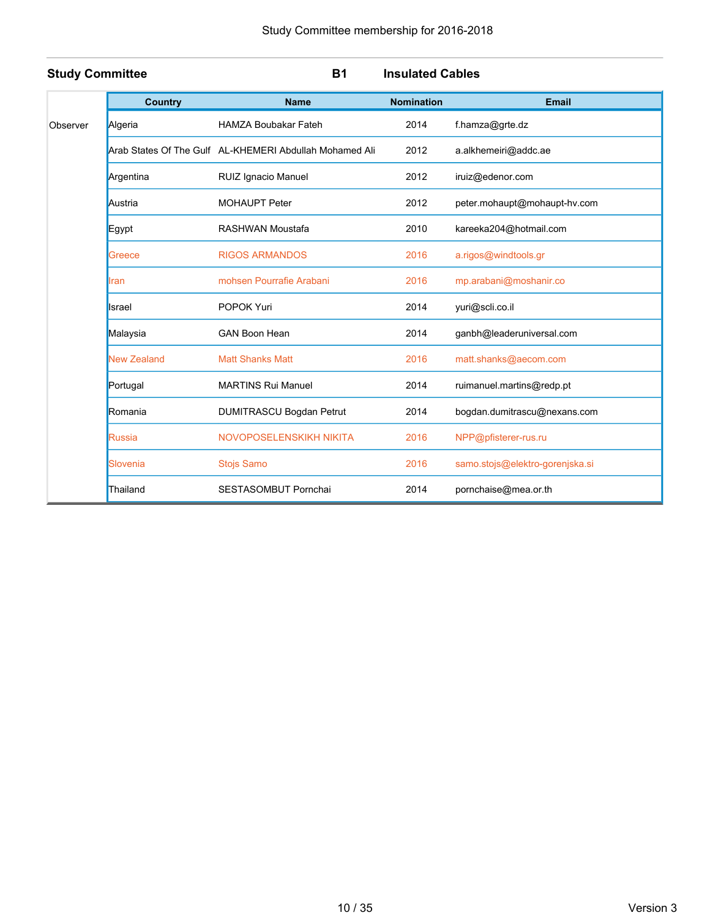Study Committee membership for 2016-2018

**Study Committee** **B1** **Insulated Cables**

| | Country | Name | Nomination | Email |
|---|---|---|---|---|
| Observer | Algeria | HAMZA Boubakar Fateh | 2014 | f.hamza@grte.dz |
| | Arab States Of The Gulf | AL-KHEMERI Abdullah Mohamed Ali | 2012 | a.alkhemeiri@addc.ae |
| | Argentina | RUIZ Ignacio Manuel | 2012 | iruiz@edenor.com |
| | Austria | MOHAUPT Peter | 2012 | peter.mohaupt@mohaupt-hv.com |
| | Egypt | RASHWAN Moustafa | 2010 | kareeka204@hotmail.com |
| | Greece | RIGOS ARMANDOS | 2016 | a.rigos@windtools.gr |
| | Iran | mohsen Pourrafie Arabani | 2016 | mp.arabani@moshanir.co |
| | Israel | POPOK Yuri | 2014 | yuri@scli.co.il |
| | Malaysia | GAN Boon Hean | 2014 | ganbh@leaderuniversal.com |
| | New Zealand | Matt Shanks Matt | 2016 | matt.shanks@aecom.com |
| | Portugal | MARTINS Rui Manuel | 2014 | ruimanuel.martins@redp.pt |
| | Romania | DUMITRASCU Bogdan Petrut | 2014 | bogdan.dumitrascu@nexans.com |
| | Russia | NOVOPOSELENSKIKH NIKITA | 2016 | NPP@pfisterer-rus.ru |
| | Slovenia | Stojs Samo | 2016 | samo.stojs@elektro-gorenjska.si |
| | Thailand | SESTASOMBUT Pornchai | 2014 | pornchaise@mea.or.th |

Version 3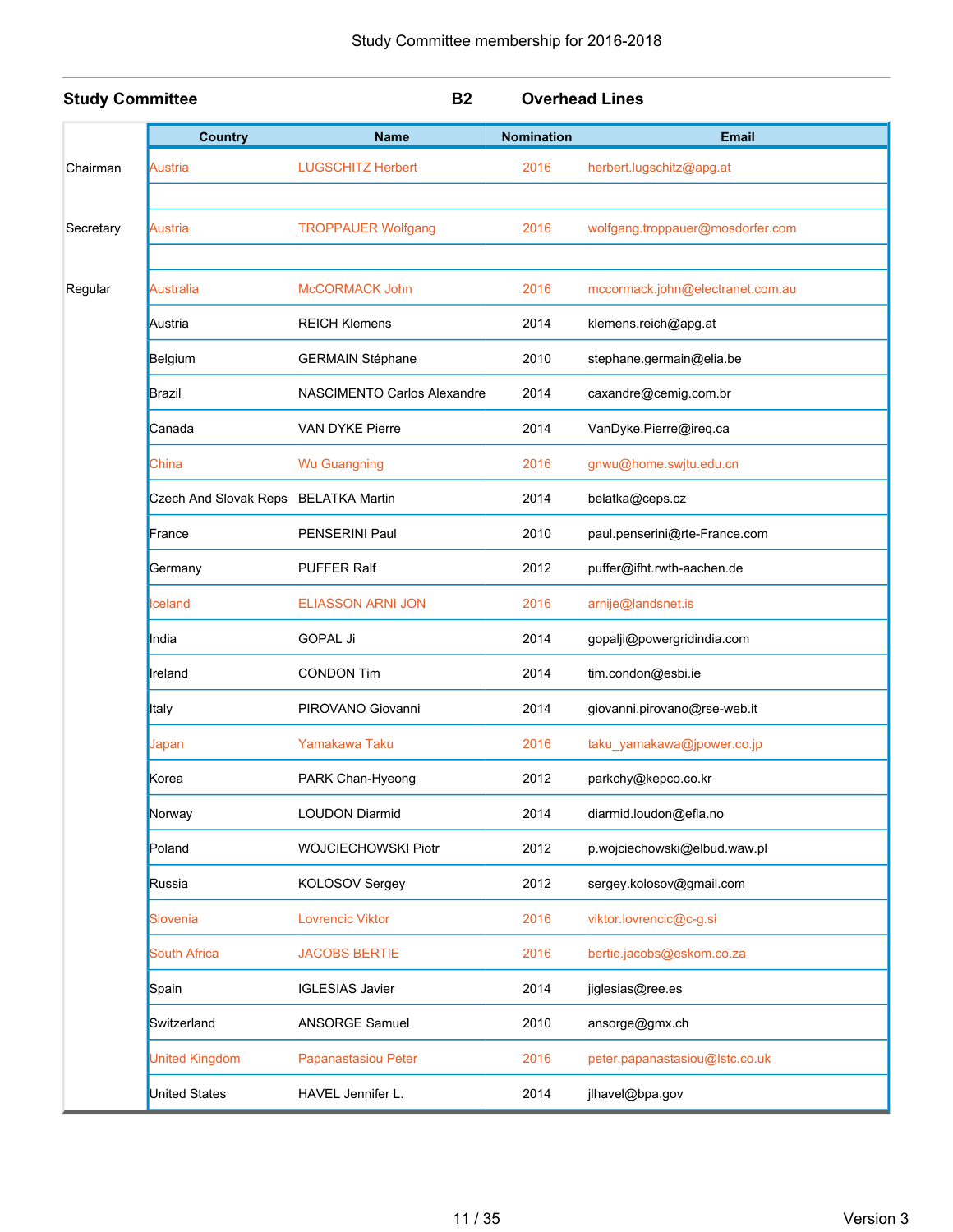Study Committee membership for 2016-2018

**Study Committee** **B2** **Overhead Lines**

| | Country | Name | Nomination | Email |
|---|---|---|---|---|
| Chairman | Austria | LUGSCHITZ Herbert | 2016 | herbert.lugschitz@apg.at |
| | | | | |
| Secretary | Austria | TROPPAUER Wolfgang | 2016 | wolfgang.troppauer@mosdorfer.com |
| | | | | |
| Regular | Australia | McCORMACK John | 2016 | mccormack.john@electranet.com.au |
| | Austria | REICH Klemens | 2014 | klemens.reich@apg.at |
| | Belgium | GERMAIN Stéphane | 2010 | stephane.germain@elia.be |
| | Brazil | NASCIMENTO Carlos Alexandre | 2014 | caxandre@cemig.com.br |
| | Canada | VAN DYKE Pierre | 2014 | VanDyke.Pierre@ireq.ca |
| | China | Wu Guangning | 2016 | gnwu@home.swjtu.edu.cn |
| | Czech And Slovak Reps | BELATKA Martin | 2014 | belatka@ceps.cz |
| | France | PENSERINI Paul | 2010 | paul.penserini@rte-France.com |
| | Germany | PUFFER Ralf | 2012 | puffer@ifht.rwth-aachen.de |
| | Iceland | ELIASSON ARNI JON | 2016 | arnije@landsnet.is |
| | India | GOPAL Ji | 2014 | gopalji@powergridindia.com |
| | Ireland | CONDON Tim | 2014 | tim.condon@esbi.ie |
| | Italy | PIROVANO Giovanni | 2014 | giovanni.pirovano@rse-web.it |
| | Japan | Yamakawa Taku | 2016 | taku_yamakawa@jpower.co.jp |
| | Korea | PARK Chan-Hyeong | 2012 | parkchy@kepco.co.kr |
| | Norway | LOUDON Diarmid | 2014 | diarmid.loudon@efla.no |
| | Poland | WOJCIECHOWSKI Piotr | 2012 | p.wojciechowski@elbud.waw.pl |
| | Russia | KOLOSOV Sergey | 2012 | sergey.kolosov@gmail.com |
| | Slovenia | Lovrencic Viktor | 2016 | viktor.lovrencic@c-g.si |
| | South Africa | JACOBS BERTIE | 2016 | bertie.jacobs@eskom.co.za |
| | Spain | IGLESIAS Javier | 2014 | jiglesias@ree.es |
| | Switzerland | ANSORGE Samuel | 2010 | ansorge@gmx.ch |
| | United Kingdom | Papanastasiou Peter | 2016 | peter.papanastasiou@lstc.co.uk |
| | United States | HAVEL Jennifer L. | 2014 | jlhavel@bpa.gov |

Version 3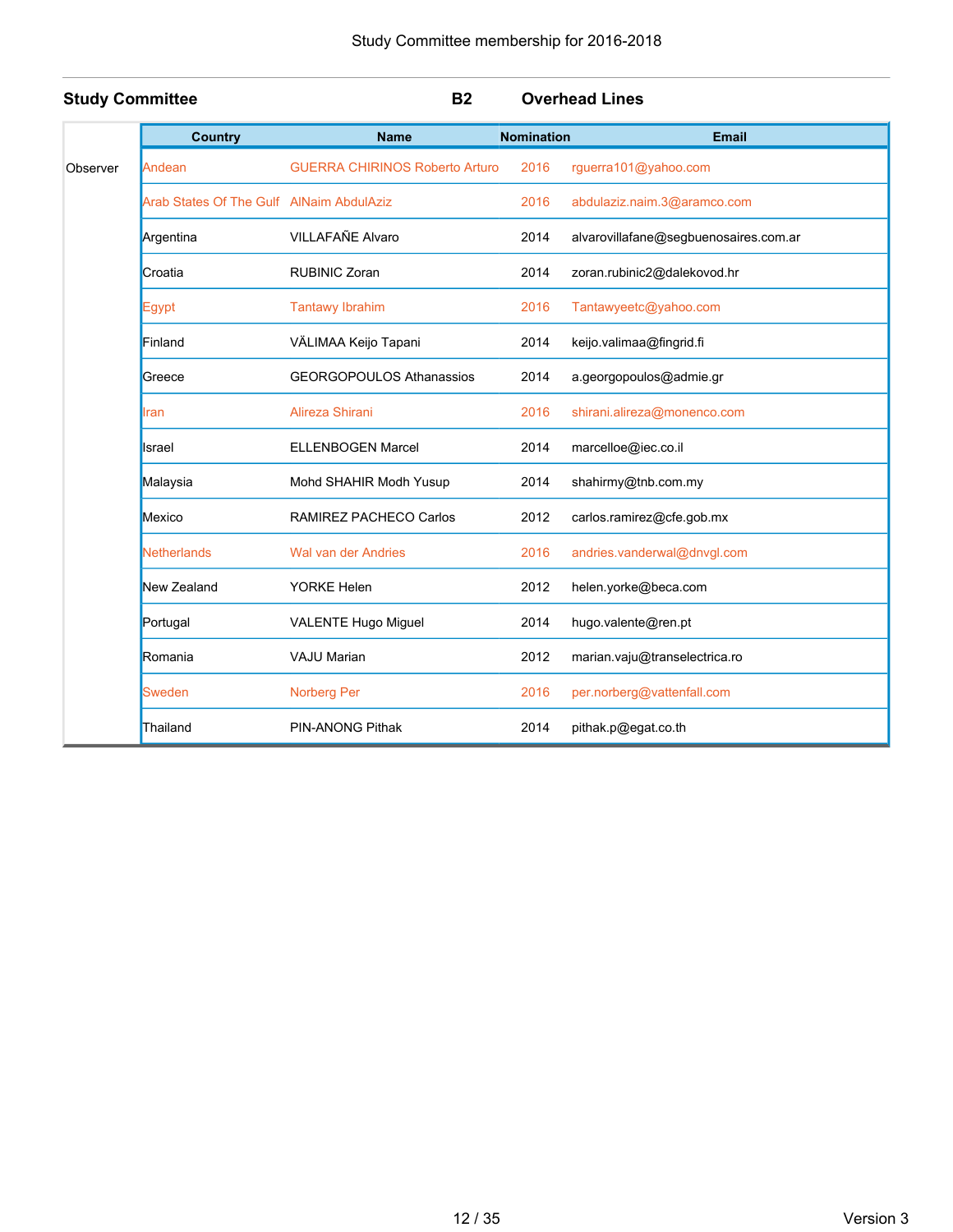Study Committee membership for 2016-2018

## Study Committee B2 Overhead Lines

| | Country | Name | Nomination | Email |
|---|---|---|---|---|
| Observer | Andean | GUERRA CHIRINOS Roberto Arturo | 2016 | rguerra101@yahoo.com |
| | Arab States Of The Gulf | AlNaim AbdulAziz | 2016 | abdulaziz.naim.3@aramco.com |
| | Argentina | VILLAFAÑE Alvaro | 2014 | alvarovillafane@segbuenosaires.com.ar |
| | Croatia | RUBINIC Zoran | 2014 | zoran.rubinic2@dalekovod.hr |
| | Egypt | Tantawy Ibrahim | 2016 | Tantawyeetc@yahoo.com |
| | Finland | VÄLIMAA Keijo Tapani | 2014 | keijo.valimaa@fingrid.fi |
| | Greece | GEORGOPOULOS Athanassios | 2014 | a.georgopoulos@admie.gr |
| | Iran | Alireza Shirani | 2016 | shirani.alireza@monenco.com |
| | Israel | ELLENBOGEN Marcel | 2014 | marcelloe@iec.co.il |
| | Malaysia | Mohd SHAHIR Modh Yusup | 2014 | shahirmy@tnb.com.my |
| | Mexico | RAMIREZ PACHECO Carlos | 2012 | carlos.ramirez@cfe.gob.mx |
| | Netherlands | Wal van der Andries | 2016 | andries.vanderwal@dnvgl.com |
| | New Zealand | YORKE Helen | 2012 | helen.yorke@beca.com |
| | Portugal | VALENTE Hugo Miguel | 2014 | hugo.valente@ren.pt |
| | Romania | VAJU Marian | 2012 | marian.vaju@transelectrica.ro |
| | Sweden | Norberg Per | 2016 | per.norberg@vattenfall.com |
| | Thailand | PIN-ANONG Pithak | 2014 | pithak.p@egat.co.th |

Version 3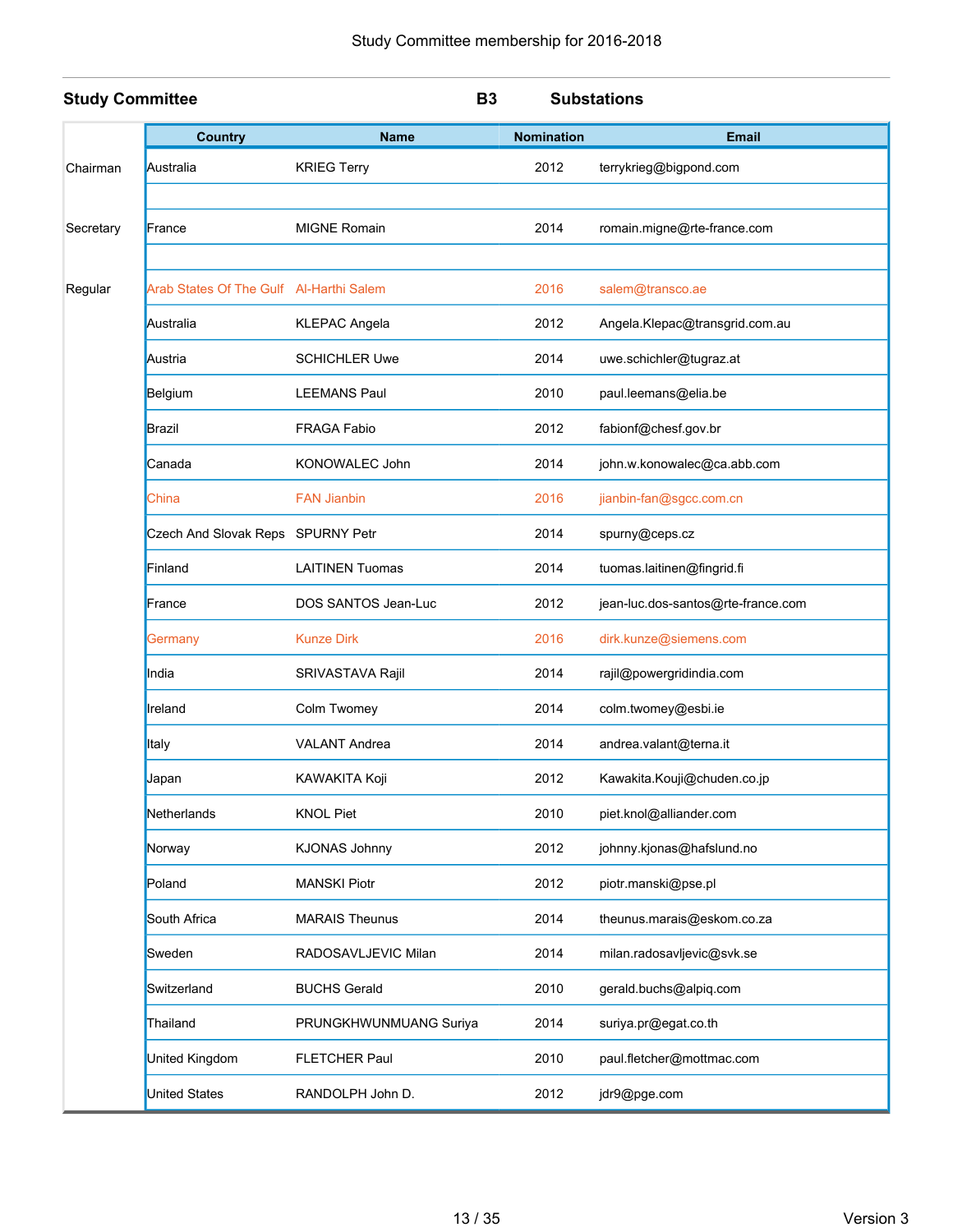Study Committee membership for 2016-2018

**Study Committee** **B3** **Substations**

| | Country | Name | Nomination | Email |
|---|---|---|---|---|
| Chairman | Australia | KRIEG Terry | 2012 | terrykrieg@bigpond.com |
| | | | | |
| Secretary | France | MIGNE Romain | 2014 | romain.migne@rte-france.com |
| | | | | |
| Regular | Arab States Of The Gulf | Al-Harthi Salem | 2016 | salem@transco.ae |
| | Australia | KLEPAC Angela | 2012 | Angela.Klepac@transgrid.com.au |
| | Austria | SCHICHLER Uwe | 2014 | uwe.schichler@tugraz.at |
| | Belgium | LEEMANS Paul | 2010 | paul.leemans@elia.be |
| | Brazil | FRAGA Fabio | 2012 | fabionf@chesf.gov.br |
| | Canada | KONOWALEC John | 2014 | john.w.konowalec@ca.abb.com |
| | China | FAN Jianbin | 2016 | jianbin-fan@sgcc.com.cn |
| | Czech And Slovak Reps | SPURNY Petr | 2014 | spurny@ceps.cz |
| | Finland | LAITINEN Tuomas | 2014 | tuomas.laitinen@fingrid.fi |
| | France | DOS SANTOS Jean-Luc | 2012 | jean-luc.dos-santos@rte-france.com |
| | Germany | Kunze Dirk | 2016 | dirk.kunze@siemens.com |
| | India | SRIVASTAVA Rajil | 2014 | rajil@powergridindia.com |
| | Ireland | Colm Twomey | 2014 | colm.twomey@esbi.ie |
| | Italy | VALANT Andrea | 2014 | andrea.valant@terna.it |
| | Japan | KAWAKITA Koji | 2012 | Kawakita.Kouji@chuden.co.jp |
| | Netherlands | KNOL Piet | 2010 | piet.knol@alliander.com |
| | Norway | KJONAS Johnny | 2012 | johnny.kjonas@hafslund.no |
| | Poland | MANSKI Piotr | 2012 | piotr.manski@pse.pl |
| | South Africa | MARAIS Theunus | 2014 | theunus.marais@eskom.co.za |
| | Sweden | RADOSAVLJEVIC Milan | 2014 | milan.radosavljevic@svk.se |
| | Switzerland | BUCHS Gerald | 2010 | gerald.buchs@alpiq.com |
| | Thailand | PRUNGKHWUNMUANG Suriya | 2014 | suriya.pr@egat.co.th |
| | United Kingdom | FLETCHER Paul | 2010 | paul.fletcher@mottmac.com |
| | United States | RANDOLPH John D. | 2012 | jdr9@pge.com |

Version 3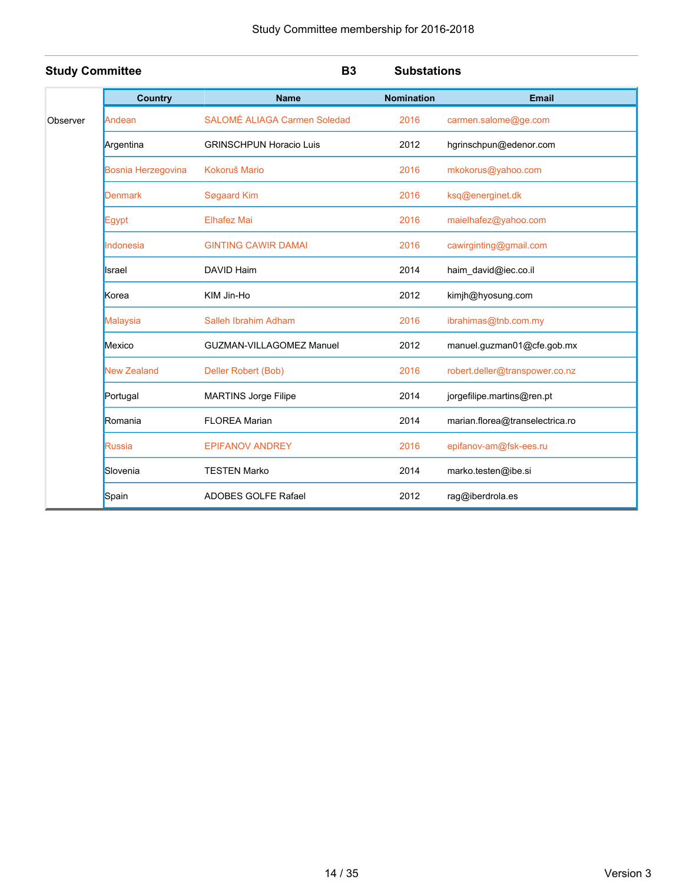Study Committee membership for 2016-2018

**Study Committee** **B3** **Substations**

| | Country | Name | Nomination | Email |
|---|---|---|---|---|
| Observer | Andean | SALOMÉ ALIAGA Carmen Soledad | 2016 | carmen.salome@ge.com |
| | Argentina | GRINSCHPUN Horacio Luis | 2012 | hgrinschpun@edenor.com |
| | Bosnia Herzegovina | Kokoruš Mario | 2016 | mkokorus@yahoo.com |
| | Denmark | Søgaard Kim | 2016 | ksq@energinet.dk |
| | Egypt | Elhafez Mai | 2016 | maielhafez@yahoo.com |
| | Indonesia | GINTING CAWIR DAMAI | 2016 | cawirginting@gmail.com |
| | Israel | DAVID Haim | 2014 | haim_david@iec.co.il |
| | Korea | KIM Jin-Ho | 2012 | kimjh@hyosung.com |
| | Malaysia | Salleh Ibrahim Adham | 2016 | ibrahimas@tnb.com.my |
| | Mexico | GUZMAN-VILLAGOMEZ Manuel | 2012 | manuel.guzman01@cfe.gob.mx |
| | New Zealand | Deller Robert (Bob) | 2016 | robert.deller@transpower.co.nz |
| | Portugal | MARTINS Jorge Filipe | 2014 | jorgefilipe.martins@ren.pt |
| | Romania | FLOREA Marian | 2014 | marian.florea@transelectrica.ro |
| | Russia | EPIFANOV ANDREY | 2016 | epifanov-am@fsk-ees.ru |
| | Slovenia | TESTEN Marko | 2014 | marko.testen@ibe.si |
| | Spain | ADOBES GOLFE Rafael | 2012 | rag@iberdrola.es |

Version 3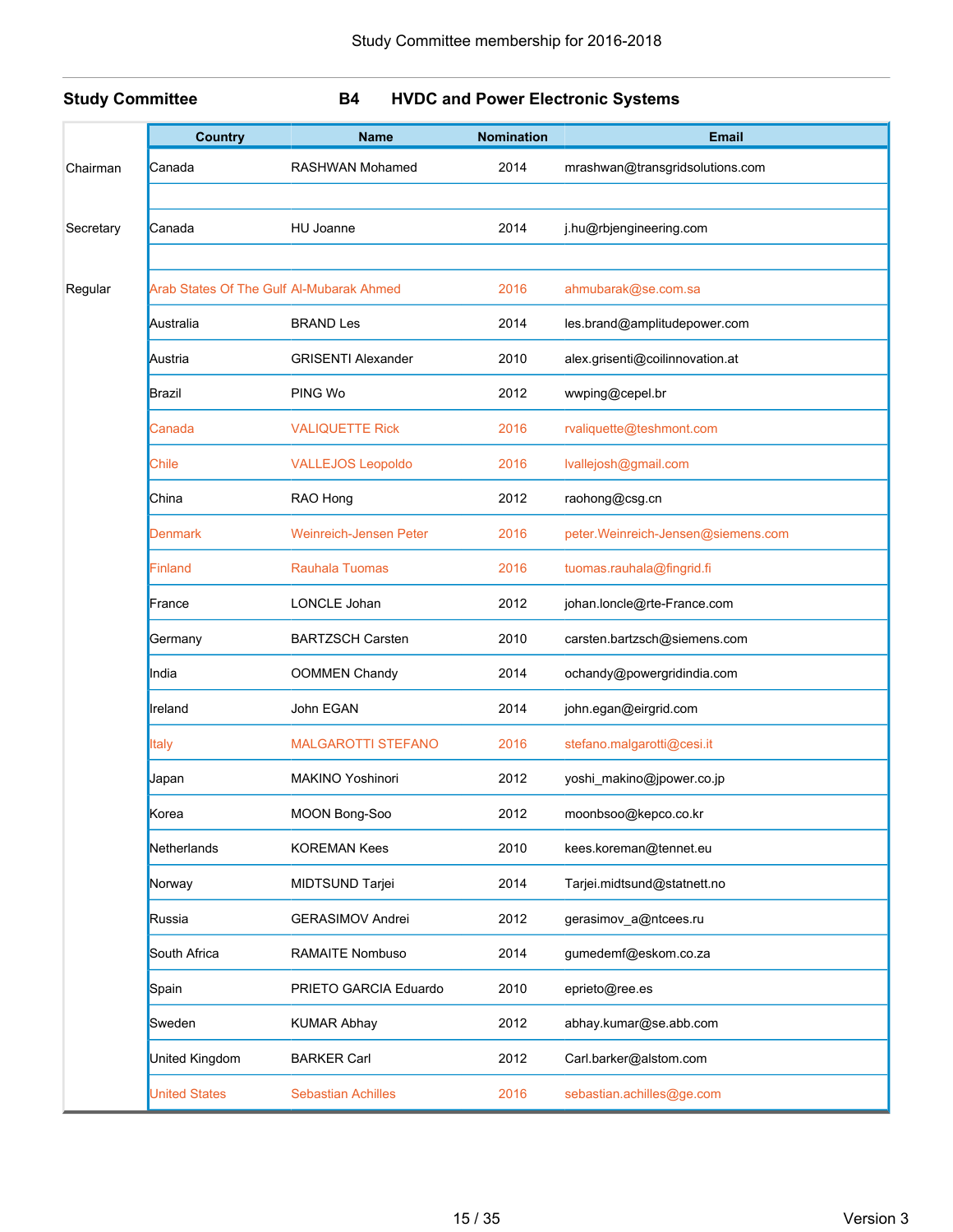Study Committee membership for 2016-2018

**Study Committee B4 HVDC and Power Electronic Systems**

| | Country | Name | Nomination | Email |
|---|---|---|---|---|
| Chairman | Canada | RASHWAN Mohamed | 2014 | mrashwan@transgridsolutions.com |
| | | | | |
| Secretary | Canada | HU Joanne | 2014 | j.hu@rbjengineering.com |
| | | | | |
| Regular | Arab States Of The Gulf | Al-Mubarak Ahmed | 2016 | ahmubarak@se.com.sa |
| | Australia | BRAND Les | 2014 | les.brand@amplitudepower.com |
| | Austria | GRISENTI Alexander | 2010 | alex.grisenti@coilinnovation.at |
| | Brazil | PING Wo | 2012 | wwping@cepel.br |
| | Canada | VALIQUETTE Rick | 2016 | rvaliquette@teshmont.com |
| | Chile | VALLEJOS Leopoldo | 2016 | lvallejosh@gmail.com |
| | China | RAO Hong | 2012 | raohong@csg.cn |
| | Denmark | Weinreich-Jensen Peter | 2016 | peter.Weinreich-Jensen@siemens.com |
| | Finland | Rauhala Tuomas | 2016 | tuomas.rauhala@fingrid.fi |
| | France | LONCLE Johan | 2012 | johan.loncle@rte-France.com |
| | Germany | BARTZSCH Carsten | 2010 | carsten.bartzsch@siemens.com |
| | India | OOMMEN Chandy | 2014 | ochandy@powergridindia.com |
| | Ireland | John EGAN | 2014 | john.egan@eirgrid.com |
| | Italy | MALGAROTTI STEFANO | 2016 | stefano.malgarotti@cesi.it |
| | Japan | MAKINO Yoshinori | 2012 | yoshi_makino@jpower.co.jp |
| | Korea | MOON Bong-Soo | 2012 | moonbsoo@kepco.co.kr |
| | Netherlands | KOREMAN Kees | 2010 | kees.koreman@tennet.eu |
| | Norway | MIDTSUND Tarjei | 2014 | Tarjei.midtsund@statnett.no |
| | Russia | GERASIMOV Andrei | 2012 | gerasimov_a@ntcees.ru |
| | South Africa | RAMAITE Nombuso | 2014 | gumedemf@eskom.co.za |
| | Spain | PRIETO GARCIA Eduardo | 2010 | eprieto@ree.es |
| | Sweden | KUMAR Abhay | 2012 | abhay.kumar@se.abb.com |
| | United Kingdom | BARKER Carl | 2012 | Carl.barker@alstom.com |
| | United States | Sebastian Achilles | 2016 | sebastian.achilles@ge.com |

Version 3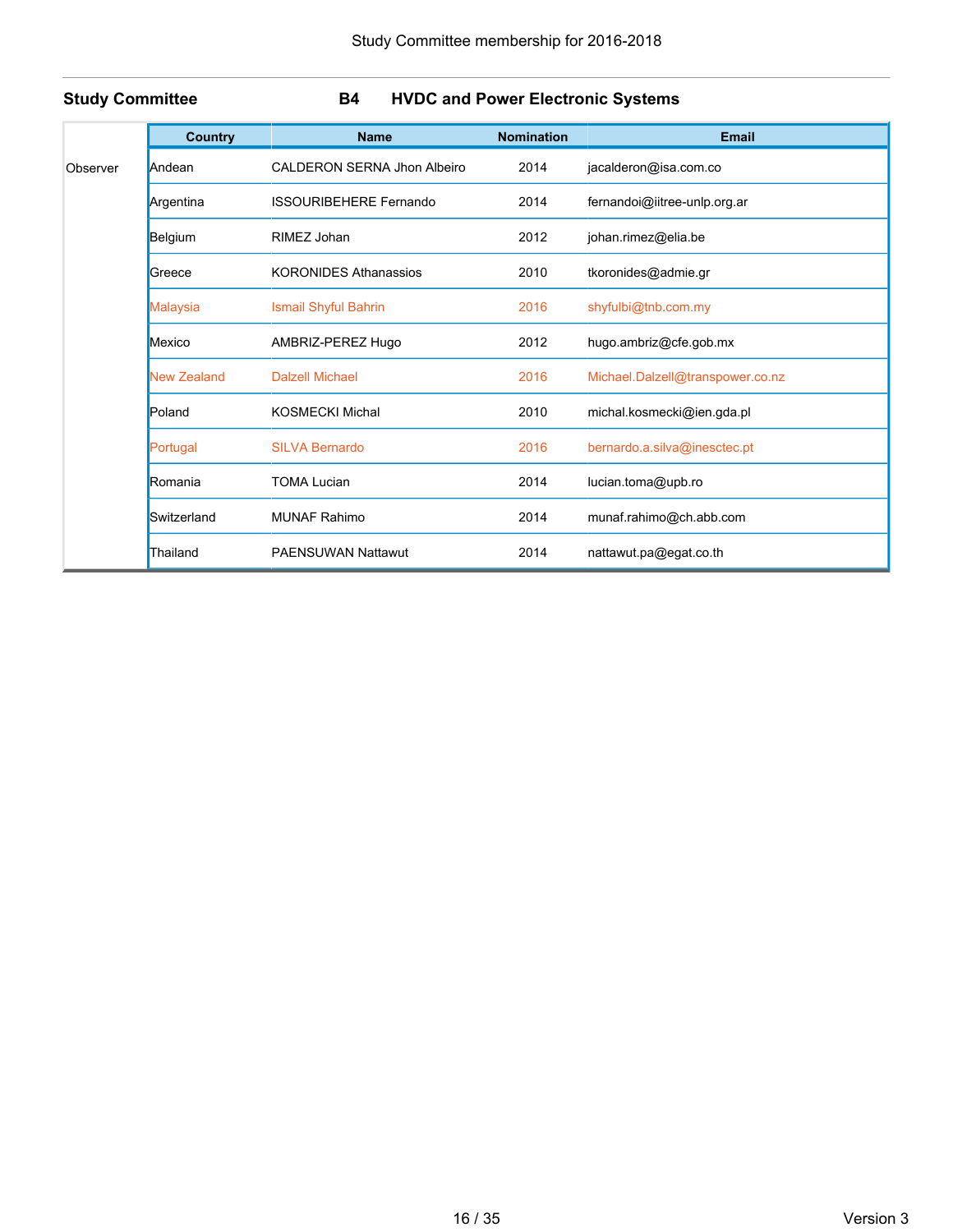## Study Committee B4 HVDC and Power Electronic Systems

| | Country | Name | Nomination | Email |
|---|---|---|---|---|
| Observer | Andean | CALDERON SERNA Jhon Albeiro | 2014 | jacalderon@isa.com.co |
| | Argentina | ISSOURIBEHERE Fernando | 2014 | fernandoi@iitree-unlp.org.ar |
| | Belgium | RIMEZ Johan | 2012 | johan.rimez@elia.be |
| | Greece | KORONIDES Athanassios | 2010 | tkoronides@admie.gr |
| | Malaysia | Ismail Shyful Bahrin | 2016 | shyfulbi@tnb.com.my |
| | Mexico | AMBRIZ-PEREZ Hugo | 2012 | hugo.ambriz@cfe.gob.mx |
| | New Zealand | Dalzell Michael | 2016 | Michael.Dalzell@transpower.co.nz |
| | Poland | KOSMECKI Michal | 2010 | michal.kosmecki@ien.gda.pl |
| | Portugal | SILVA Bernardo | 2016 | bernardo.a.silva@inesctec.pt |
| | Romania | TOMA Lucian | 2014 | lucian.toma@upb.ro |
| | Switzerland | MUNAF Rahimo | 2014 | munaf.rahimo@ch.abb.com |
| | Thailand | PAENSUWAN Nattawut | 2014 | nattawut.pa@egat.co.th |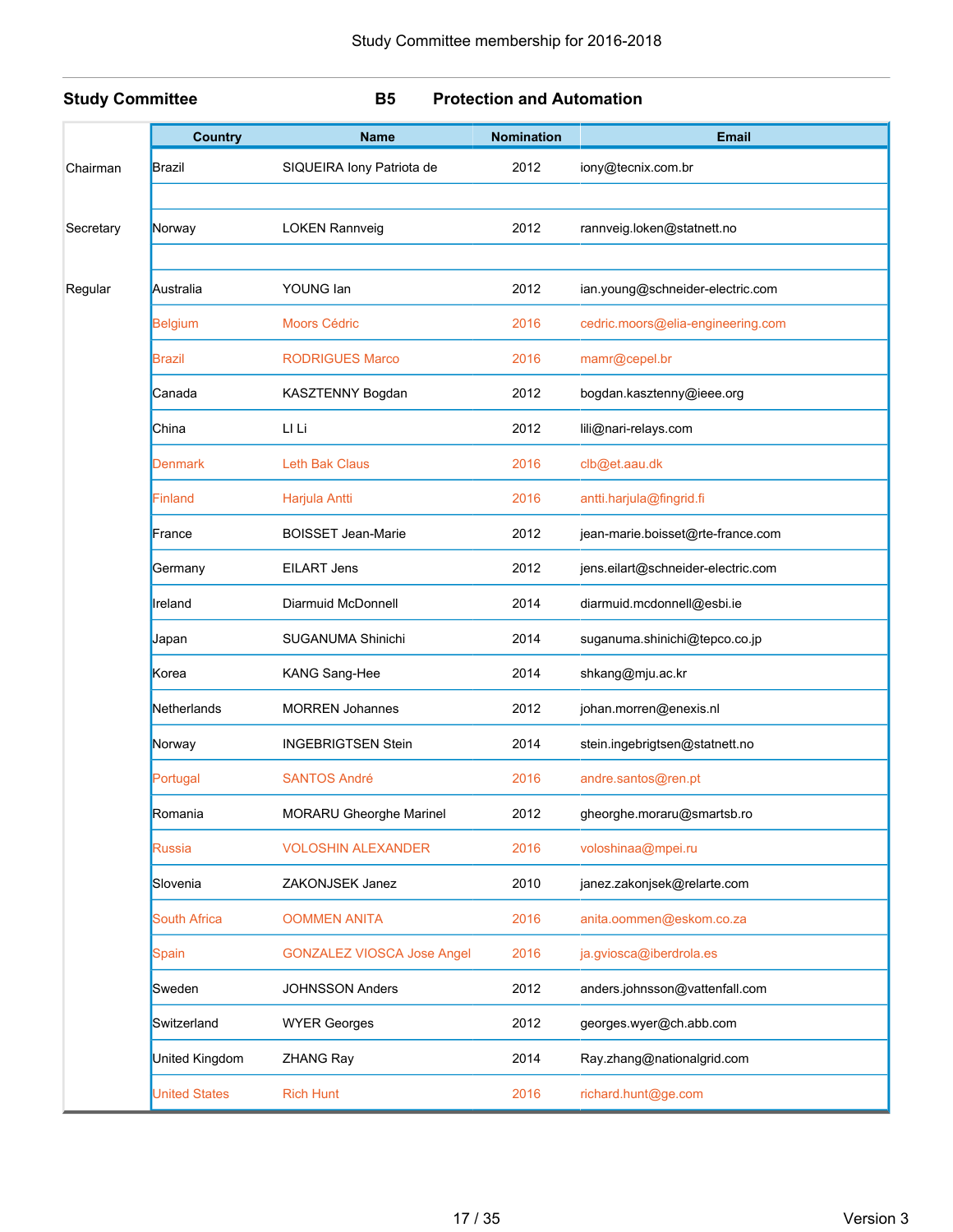Study Committee membership for 2016-2018

## Study Committee B5 Protection and Automation

| | Country | Name | Nomination | Email |
|---|---|---|---|---|
| Chairman | Brazil | SIQUEIRA Iony Patriota de | 2012 | iony@tecnix.com.br |
| | | | | |
| Secretary | Norway | LOKEN Rannveig | 2012 | rannveig.loken@statnett.no |
| | | | | |
| Regular | Australia | YOUNG Ian | 2012 | ian.young@schneider-electric.com |
| | Belgium | Moors Cédric | 2016 | cedric.moors@elia-engineering.com |
| | Brazil | RODRIGUES Marco | 2016 | mamr@cepel.br |
| | Canada | KASZTENNY Bogdan | 2012 | bogdan.kasztenny@ieee.org |
| | China | LI Li | 2012 | lili@nari-relays.com |
| | Denmark | Leth Bak Claus | 2016 | clb@et.aau.dk |
| | Finland | Harjula Antti | 2016 | antti.harjula@fingrid.fi |
| | France | BOISSET Jean-Marie | 2012 | jean-marie.boisset@rte-france.com |
| | Germany | EILART Jens | 2012 | jens.eilart@schneider-electric.com |
| | Ireland | Diarmuid McDonnell | 2014 | diarmuid.mcdonnell@esbi.ie |
| | Japan | SUGANUMA Shinichi | 2014 | suganuma.shinichi@tepco.co.jp |
| | Korea | KANG Sang-Hee | 2014 | shkang@mju.ac.kr |
| | Netherlands | MORREN Johannes | 2012 | johan.morren@enexis.nl |
| | Norway | INGEBRIGTSEN Stein | 2014 | stein.ingebrigtsen@statnett.no |
| | Portugal | SANTOS André | 2016 | andre.santos@ren.pt |
| | Romania | MORARU Gheorghe Marinel | 2012 | gheorghe.moraru@smartsb.ro |
| | Russia | VOLOSHIN ALEXANDER | 2016 | voloshinaa@mpei.ru |
| | Slovenia | ZAKONJSEK Janez | 2010 | janez.zakonjsek@relarte.com |
| | South Africa | OOMMEN ANITA | 2016 | anita.oommen@eskom.co.za |
| | Spain | GONZALEZ VIOSCA Jose Angel | 2016 | ja.gviosca@iberdrola.es |
| | Sweden | JOHNSSON Anders | 2012 | anders.johnsson@vattenfall.com |
| | Switzerland | WYER Georges | 2012 | georges.wyer@ch.abb.com |
| | United Kingdom | ZHANG Ray | 2014 | Ray.zhang@nationalgrid.com |
| | United States | Rich Hunt | 2016 | richard.hunt@ge.com |

Version 3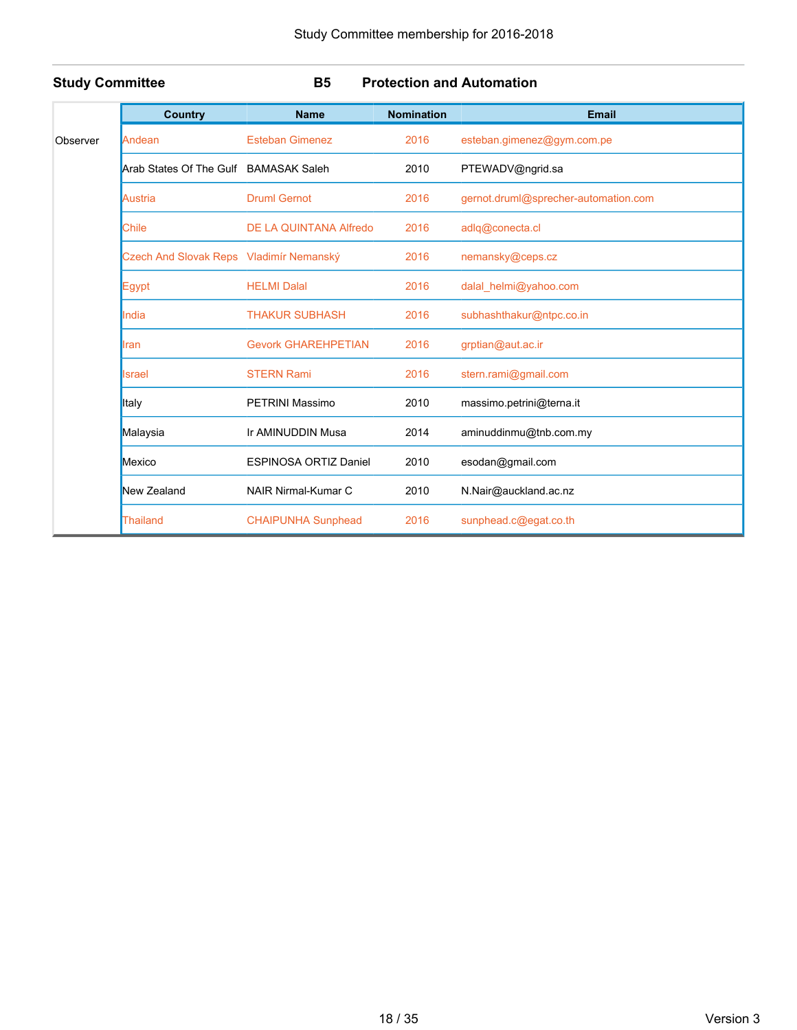Study Committee membership for 2016-2018

**Study Committee** **B5** **Protection and Automation**

| | Country | Name | Nomination | Email |
|---|---|---|---|---|
| Observer | Andean | Esteban Gimenez | 2016 | esteban.gimenez@gym.com.pe |
| | Arab States Of The Gulf | BAMASAK Saleh | 2010 | PTEWADV@ngrid.sa |
| | Austria | Druml Gernot | 2016 | gernot.druml@sprecher-automation.com |
| | Chile | DE LA QUINTANA Alfredo | 2016 | adlq@conecta.cl |
| | Czech And Slovak Reps | Vladimír Nemanský | 2016 | nemansky@ceps.cz |
| | Egypt | HELMI Dalal | 2016 | dalal_helmi@yahoo.com |
| | India | THAKUR SUBHASH | 2016 | subhashthakur@ntpc.co.in |
| | Iran | Gevork GHAREHPETIAN | 2016 | grptian@aut.ac.ir |
| | Israel | STERN Rami | 2016 | stern.rami@gmail.com |
| | Italy | PETRINI Massimo | 2010 | massimo.petrini@terna.it |
| | Malaysia | Ir AMINUDDIN Musa | 2014 | aminuddinmu@tnb.com.my |
| | Mexico | ESPINOSA ORTIZ Daniel | 2010 | esodan@gmail.com |
| | New Zealand | NAIR Nirmal-Kumar C | 2010 | N.Nair@auckland.ac.nz |
| | Thailand | CHAIPUNHA Sunphead | 2016 | sunphead.c@egat.co.th |

Version 3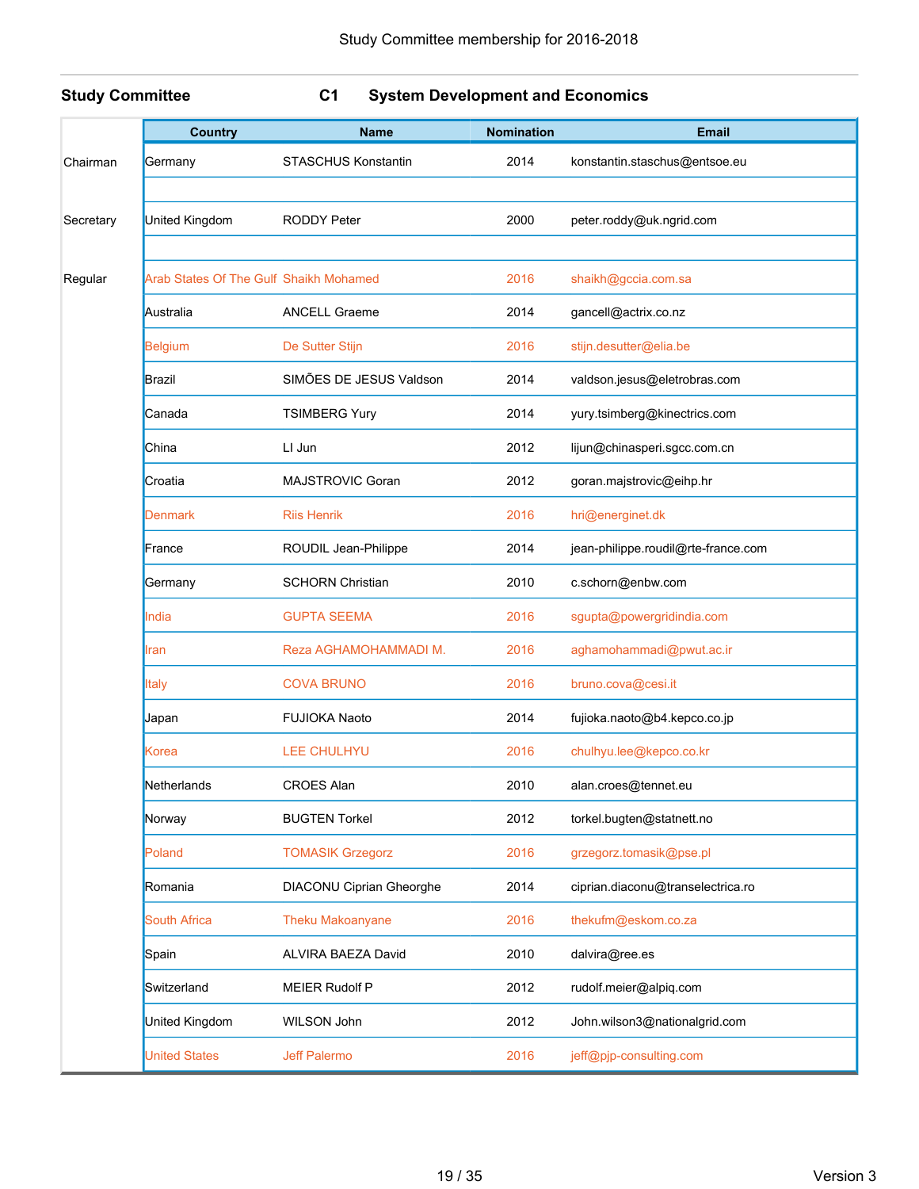Study Committee membership for 2016-2018

**Study Committee** **C1** **System Development and Economics**

| | Country | Name | Nomination | Email |
|---|---|---|---|---|
| Chairman | Germany | STASCHUS Konstantin | 2014 | konstantin.staschus@entsoe.eu |
| | | | | |
| Secretary | United Kingdom | RODDY Peter | 2000 | peter.roddy@uk.ngrid.com |
| | | | | |
| Regular | Arab States Of The Gulf | Shaikh Mohamed | 2016 | shaikh@gccia.com.sa |
| | Australia | ANCELL Graeme | 2014 | gancell@actrix.co.nz |
| | Belgium | De Sutter Stijn | 2016 | stijn.desutter@elia.be |
| | Brazil | SIMÕES DE JESUS Valdson | 2014 | valdson.jesus@eletrobras.com |
| | Canada | TSIMBERG Yury | 2014 | yury.tsimberg@kinectrics.com |
| | China | LI Jun | 2012 | lijun@chinasperi.sgcc.com.cn |
| | Croatia | MAJSTROVIC Goran | 2012 | goran.majstrovic@eihp.hr |
| | Denmark | Riis Henrik | 2016 | hri@energinet.dk |
| | France | ROUDIL Jean-Philippe | 2014 | jean-philippe.roudil@rte-france.com |
| | Germany | SCHORN Christian | 2010 | c.schorn@enbw.com |
| | India | GUPTA SEEMA | 2016 | sgupta@powergridindia.com |
| | Iran | Reza AGHAMOHAMMADI M. | 2016 | aghamohammadi@pwut.ac.ir |
| | Italy | COVA BRUNO | 2016 | bruno.cova@cesi.it |
| | Japan | FUJIOKA Naoto | 2014 | fujioka.naoto@b4.kepco.co.jp |
| | Korea | LEE CHULHYU | 2016 | chulhyu.lee@kepco.co.kr |
| | Netherlands | CROES Alan | 2010 | alan.croes@tennet.eu |
| | Norway | BUGTEN Torkel | 2012 | torkel.bugten@statnett.no |
| | Poland | TOMASIK Grzegorz | 2016 | grzegorz.tomasik@pse.pl |
| | Romania | DIACONU Ciprian Gheorghe | 2014 | ciprian.diaconu@transelectrica.ro |
| | South Africa | Theku Makoanyane | 2016 | thekufm@eskom.co.za |
| | Spain | ALVIRA BAEZA David | 2010 | dalvira@ree.es |
| | Switzerland | MEIER Rudolf P | 2012 | rudolf.meier@alpiq.com |
| | United Kingdom | WILSON John | 2012 | John.wilson3@nationalgrid.com |
| | United States | Jeff Palermo | 2016 | jeff@pjp-consulting.com |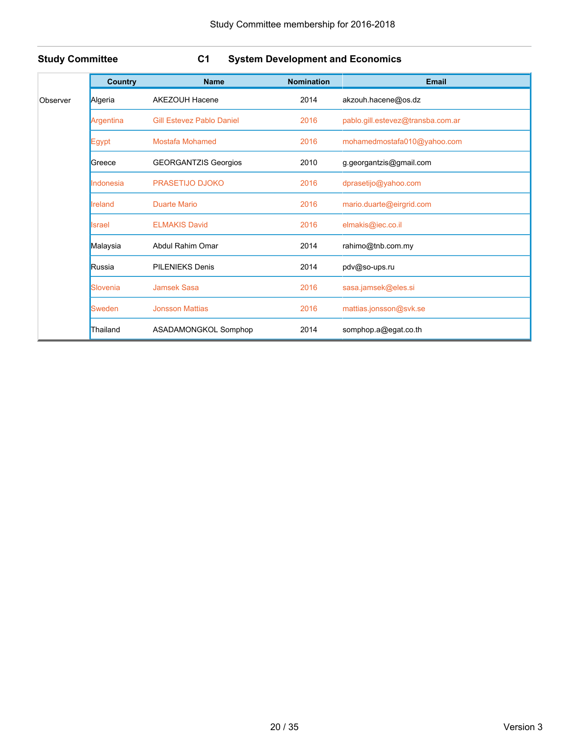Study Committee membership for 2016-2018

**Study Committee C1 System Development and Economics**

| | Country | Name | Nomination | Email |
|---|---|---|---|---|
| Observer | Algeria | AKEZOUH Hacene | 2014 | akzouh.hacene@os.dz |
| | Argentina | Gill Estevez Pablo Daniel | 2016 | pablo.gill.estevez@transba.com.ar |
| | Egypt | Mostafa Mohamed | 2016 | mohamedmostafa010@yahoo.com |
| | Greece | GEORGANTZIS Georgios | 2010 | g.georgantzis@gmail.com |
| | Indonesia | PRASETIJO DJOKO | 2016 | dprasetijo@yahoo.com |
| | Ireland | Duarte Mario | 2016 | mario.duarte@eirgrid.com |
| | Israel | ELMAKIS David | 2016 | elmakis@iec.co.il |
| | Malaysia | Abdul Rahim Omar | 2014 | rahimo@tnb.com.my |
| | Russia | PILENIEKS Denis | 2014 | pdv@so-ups.ru |
| | Slovenia | Jamsek Sasa | 2016 | sasa.jamsek@eles.si |
| | Sweden | Jonsson Mattias | 2016 | mattias.jonsson@svk.se |
| | Thailand | ASADAMONGKOL Somphop | 2014 | somphop.a@egat.co.th |

Version 3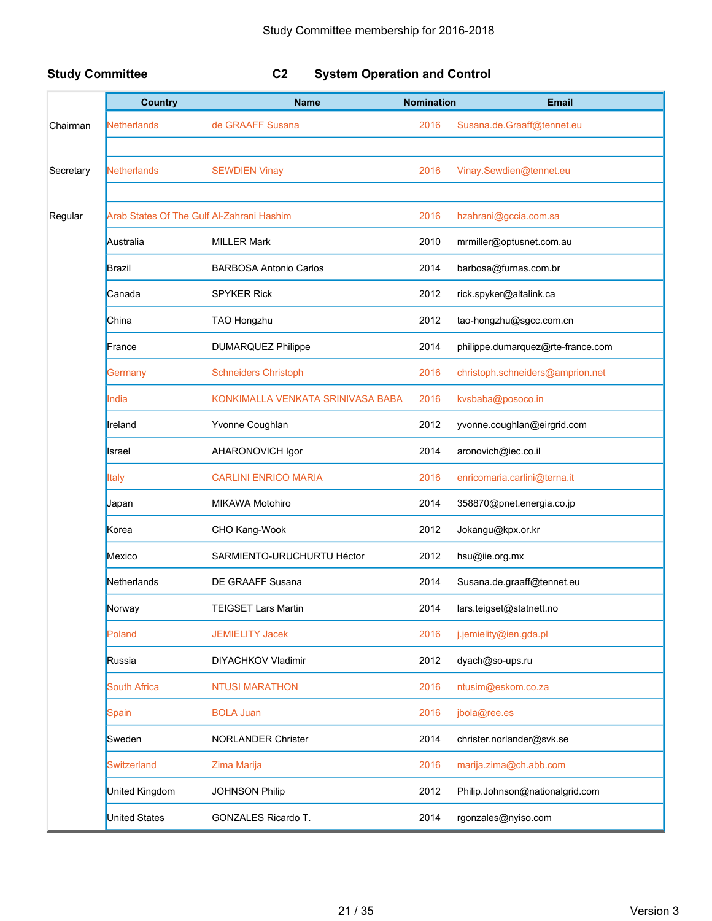Study Committee membership for 2016-2018

**Study Committee** **C2** **System Operation and Control**

| | Country | Name | Nomination | Email |
|---|---|---|---|---|
| Chairman | Netherlands | de GRAAFF Susana | 2016 | Susana.de.Graaff@tennet.eu |
| | | | | |
| Secretary | Netherlands | SEWDIEN Vinay | 2016 | Vinay.Sewdien@tennet.eu |
| | | | | |
| Regular | Arab States Of The Gulf | Al-Zahrani Hashim | 2016 | hzahrani@gccia.com.sa |
| | Australia | MILLER Mark | 2010 | mrmiller@optusnet.com.au |
| | Brazil | BARBOSA Antonio Carlos | 2014 | barbosa@furnas.com.br |
| | Canada | SPYKER Rick | 2012 | rick.spyker@altalink.ca |
| | China | TAO Hongzhu | 2012 | tao-hongzhu@sgcc.com.cn |
| | France | DUMARQUEZ Philippe | 2014 | philippe.dumarquez@rte-france.com |
| | Germany | Schneiders Christoph | 2016 | christoph.schneiders@amprion.net |
| | India | KONKIMALLA VENKATA SRINIVASA BABA | 2016 | kvsbaba@posoco.in |
| | Ireland | Yvonne Coughlan | 2012 | yvonne.coughlan@eirgrid.com |
| | Israel | AHARONOVICH Igor | 2014 | aronovich@iec.co.il |
| | Italy | CARLINI ENRICO MARIA | 2016 | enricomaria.carlini@terna.it |
| | Japan | MIKAWA Motohiro | 2014 | 358870@pnet.energia.co.jp |
| | Korea | CHO Kang-Wook | 2012 | Jokangu@kpx.or.kr |
| | Mexico | SARMIENTO-URUCHURTU Héctor | 2012 | hsu@iie.org.mx |
| | Netherlands | DE GRAAFF Susana | 2014 | Susana.de.graaff@tennet.eu |
| | Norway | TEIGSET Lars Martin | 2014 | lars.teigset@statnett.no |
| | Poland | JEMIELITY Jacek | 2016 | j.jemielity@ien.gda.pl |
| | Russia | DIYACHKOV Vladimir | 2012 | dyach@so-ups.ru |
| | South Africa | NTUSI MARATHON | 2016 | ntusim@eskom.co.za |
| | Spain | BOLA Juan | 2016 | jbola@ree.es |
| | Sweden | NORLANDER Christer | 2014 | christer.norlander@svk.se |
| | Switzerland | Zima Marija | 2016 | marija.zima@ch.abb.com |
| | United Kingdom | JOHNSON Philip | 2012 | Philip.Johnson@nationalgrid.com |
| | United States | GONZALES Ricardo T. | 2014 | rgonzales@nyiso.com |

Version 3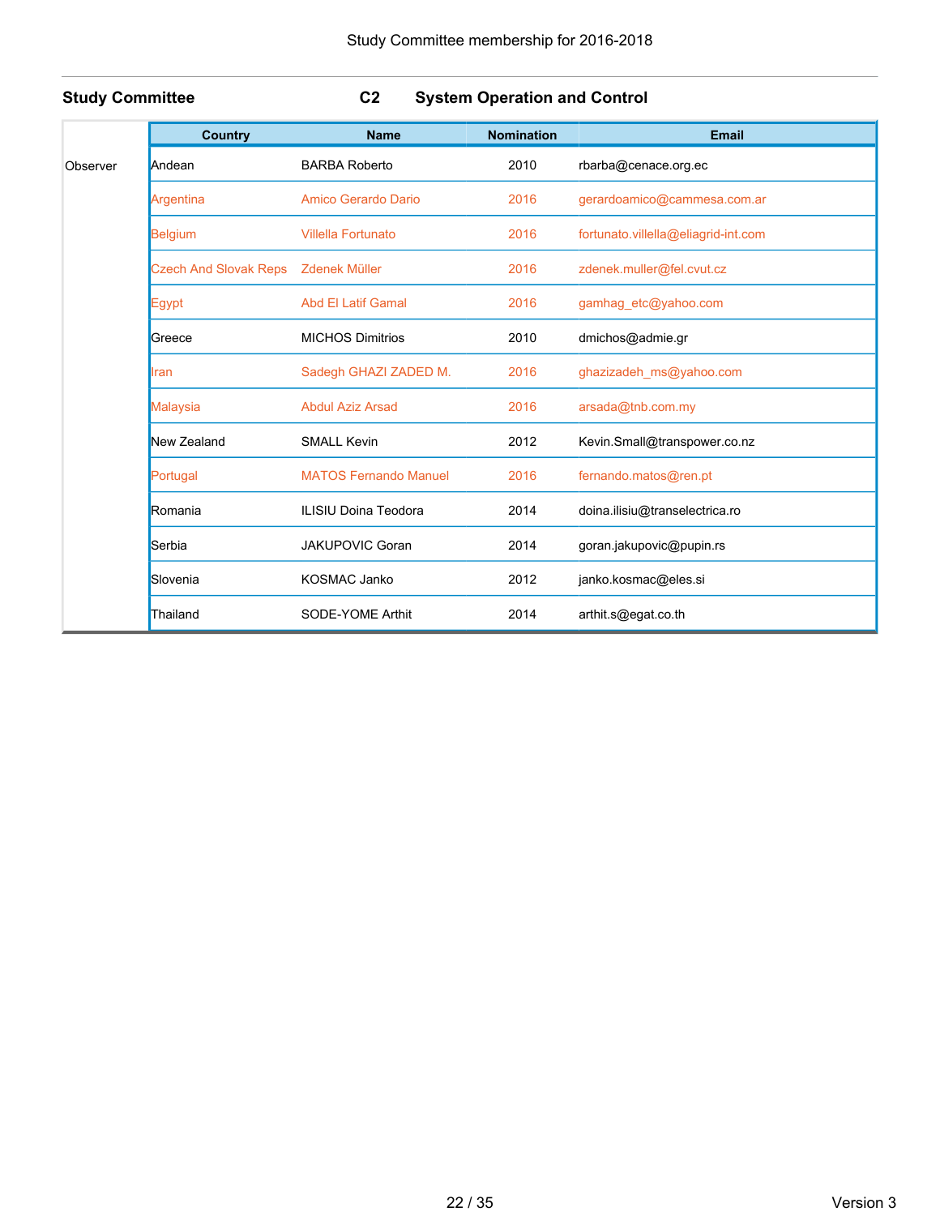Study Committee membership for 2016-2018

## Study Committee C2 System Operation and Control

| | Country | Name | Nomination | Email |
|---|---|---|---|---|
| Observer | Andean | BARBA Roberto | 2010 | rbarba@cenace.org.ec |
| | Argentina | Amico Gerardo Dario | 2016 | gerardoamico@cammesa.com.ar |
| | Belgium | Villella Fortunato | 2016 | fortunato.villella@eliagrid-int.com |
| | Czech And Slovak Reps | Zdenek Müller | 2016 | zdenek.muller@fel.cvut.cz |
| | Egypt | Abd El Latif Gamal | 2016 | gamhag_etc@yahoo.com |
| | Greece | MICHOS Dimitrios | 2010 | dmichos@admie.gr |
| | Iran | Sadegh GHAZI ZADED M. | 2016 | ghazizadeh_ms@yahoo.com |
| | Malaysia | Abdul Aziz Arsad | 2016 | arsada@tnb.com.my |
| | New Zealand | SMALL Kevin | 2012 | Kevin.Small@transpower.co.nz |
| | Portugal | MATOS Fernando Manuel | 2016 | fernando.matos@ren.pt |
| | Romania | ILISIU Doina Teodora | 2014 | doina.ilisiu@transelectrica.ro |
| | Serbia | JAKUPOVIC Goran | 2014 | goran.jakupovic@pupin.rs |
| | Slovenia | KOSMAC Janko | 2012 | janko.kosmac@eles.si |
| | Thailand | SODE-YOME Arthit | 2014 | arthit.s@egat.co.th |

Version 3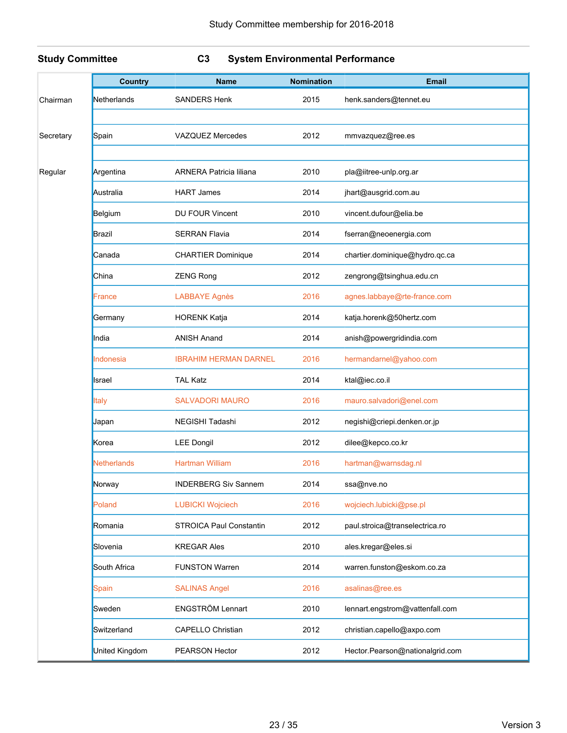Study Committee membership for 2016-2018

**Study Committee** **C3** **System Environmental Performance**

| | Country | Name | Nomination | Email |
|---|---|---|---|---|
| Chairman | Netherlands | SANDERS Henk | 2015 | henk.sanders@tennet.eu |
| | | | | |
| Secretary | Spain | VAZQUEZ Mercedes | 2012 | mmvazquez@ree.es |
| | | | | |
| Regular | Argentina | ARNERA Patricia liliana | 2010 | pla@iitree-unlp.org.ar |
| | Australia | HART James | 2014 | jhart@ausgrid.com.au |
| | Belgium | DU FOUR Vincent | 2010 | vincent.dufour@elia.be |
| | Brazil | SERRAN Flavia | 2014 | fserran@neoenergia.com |
| | Canada | CHARTIER Dominique | 2014 | chartier.dominique@hydro.qc.ca |
| | China | ZENG Rong | 2012 | zengrong@tsinghua.edu.cn |
| | France | LABBAYE Agnès | 2016 | agnes.labbaye@rte-france.com |
| | Germany | HORENK Katja | 2014 | katja.horenk@50hertz.com |
| | India | ANISH Anand | 2014 | anish@powergridindia.com |
| | Indonesia | IBRAHIM HERMAN DARNEL | 2016 | hermandarnel@yahoo.com |
| | Israel | TAL Katz | 2014 | ktal@iec.co.il |
| | Italy | SALVADORI MAURO | 2016 | mauro.salvadori@enel.com |
| | Japan | NEGISHI Tadashi | 2012 | negishi@criepi.denken.or.jp |
| | Korea | LEE Dongil | 2012 | dilee@kepco.co.kr |
| | Netherlands | Hartman William | 2016 | hartman@warnsdag.nl |
| | Norway | INDERBERG Siv Sannem | 2014 | ssa@nve.no |
| | Poland | LUBICKI Wojciech | 2016 | wojciech.lubicki@pse.pl |
| | Romania | STROICA Paul Constantin | 2012 | paul.stroica@transelectrica.ro |
| | Slovenia | KREGAR Ales | 2010 | ales.kregar@eles.si |
| | South Africa | FUNSTON Warren | 2014 | warren.funston@eskom.co.za |
| | Spain | SALINAS Angel | 2016 | asalinas@ree.es |
| | Sweden | ENGSTRÖM Lennart | 2010 | lennart.engstrom@vattenfall.com |
| | Switzerland | CAPELLO Christian | 2012 | christian.capello@axpo.com |
| | United Kingdom | PEARSON Hector | 2012 | Hector.Pearson@nationalgrid.com |

Version 3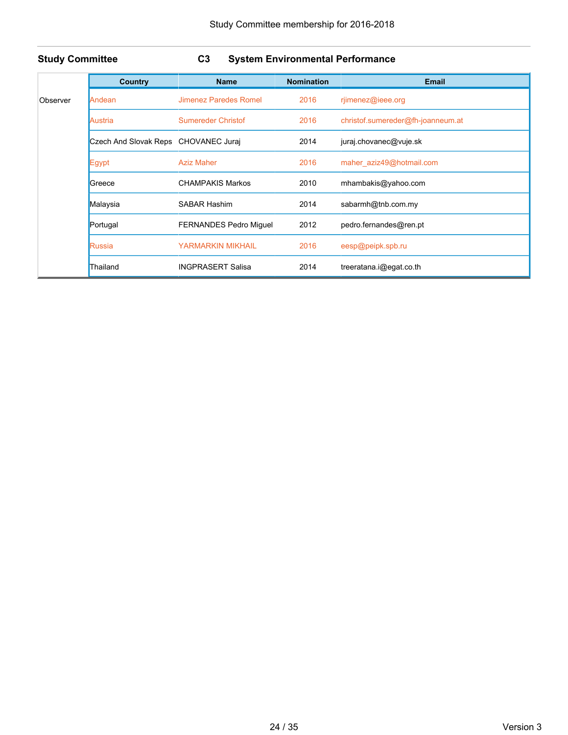**Study Committee C3 System Environmental Performance**

| | Country | Name | Nomination | Email |
|---|---|---|---|---|
| Observer | Andean | Jimenez Paredes Romel | 2016 | rjimenez@ieee.org |
| | Austria | Sumereder Christof | 2016 | christof.sumereder@fh-joanneum.at |
| | Czech And Slovak Reps | CHOVANEC Juraj | 2014 | juraj.chovanec@vuje.sk |
| | Egypt | Aziz Maher | 2016 | maher_aziz49@hotmail.com |
| | Greece | CHAMPAKIS Markos | 2010 | mhambakis@yahoo.com |
| | Malaysia | SABAR Hashim | 2014 | sabarmh@tnb.com.my |
| | Portugal | FERNANDES Pedro Miguel | 2012 | pedro.fernandes@ren.pt |
| | Russia | YARMARKIN MIKHAIL | 2016 | eesp@peipk.spb.ru |
| | Thailand | INGPRASERT Salisa | 2014 | treeratana.i@egat.co.th |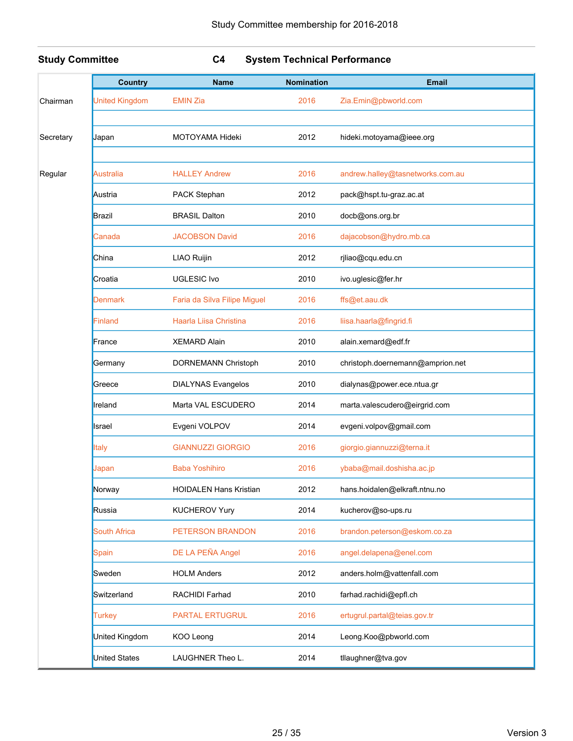Study Committee membership for 2016-2018

**Study Committee** **C4** **System Technical Performance**

| | Country | Name | Nomination | Email |
|---|---|---|---|---|
| Chairman | United Kingdom | EMIN Zia | 2016 | Zia.Emin@pbworld.com |
| | | | | |
| Secretary | Japan | MOTOYAMA Hideki | 2012 | hideki.motoyama@ieee.org |
| | | | | |
| Regular | Australia | HALLEY Andrew | 2016 | andrew.halley@tasnetworks.com.au |
| | Austria | PACK Stephan | 2012 | pack@hspt.tu-graz.ac.at |
| | Brazil | BRASIL Dalton | 2010 | docb@ons.org.br |
| | Canada | JACOBSON David | 2016 | dajacobson@hydro.mb.ca |
| | China | LIAO Ruijin | 2012 | rjliao@cqu.edu.cn |
| | Croatia | UGLESIC Ivo | 2010 | ivo.uglesic@fer.hr |
| | Denmark | Faria da Silva Filipe Miguel | 2016 | ffs@et.aau.dk |
| | Finland | Haarla Liisa Christina | 2016 | liisa.haarla@fingrid.fi |
| | France | XEMARD Alain | 2010 | alain.xemard@edf.fr |
| | Germany | DORNEMANN Christoph | 2010 | christoph.doernemann@amprion.net |
| | Greece | DIALYNAS Evangelos | 2010 | dialynas@power.ece.ntua.gr |
| | Ireland | Marta VAL ESCUDERO | 2014 | marta.valescudero@eirgrid.com |
| | Israel | Evgeni VOLPOV | 2014 | evgeni.volpov@gmail.com |
| | Italy | GIANNUZZI GIORGIO | 2016 | giorgio.giannuzzi@terna.it |
| | Japan | Baba Yoshihiro | 2016 | ybaba@mail.doshisha.ac.jp |
| | Norway | HOIDALEN Hans Kristian | 2012 | hans.hoidalen@elkraft.ntnu.no |
| | Russia | KUCHEROV Yury | 2014 | kucherov@so-ups.ru |
| | South Africa | PETERSON BRANDON | 2016 | brandon.peterson@eskom.co.za |
| | Spain | DE LA PEÑA Angel | 2016 | angel.delapena@enel.com |
| | Sweden | HOLM Anders | 2012 | anders.holm@vattenfall.com |
| | Switzerland | RACHIDI Farhad | 2010 | farhad.rachidi@epfl.ch |
| | Turkey | PARTAL ERTUGRUL | 2016 | ertugrul.partal@teias.gov.tr |
| | United Kingdom | KOO Leong | 2014 | Leong.Koo@pbworld.com |
| | United States | LAUGHNER Theo L. | 2014 | tllaughner@tva.gov |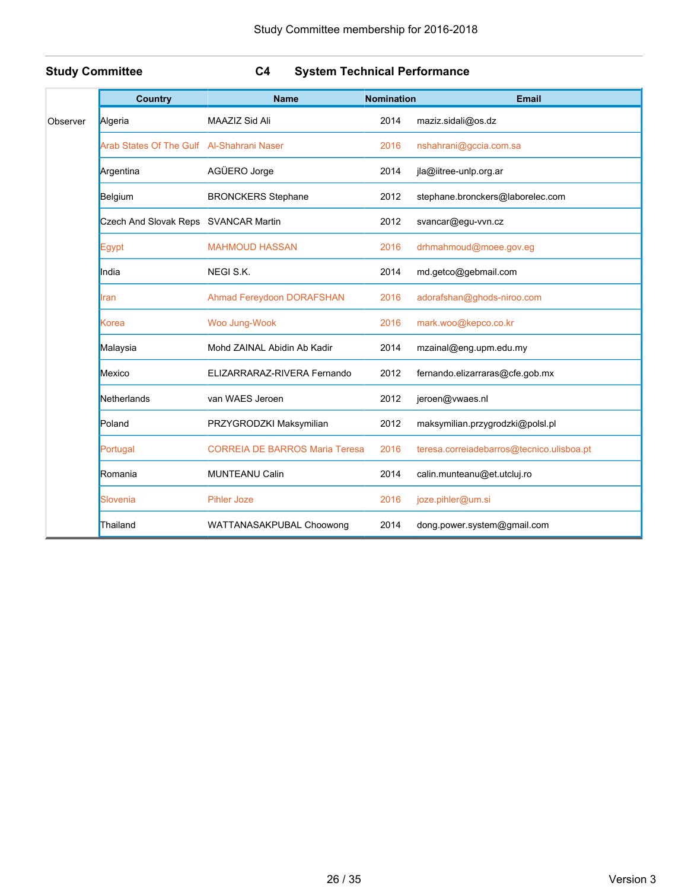Study Committee membership for 2016-2018

**Study Committee** **C4** **System Technical Performance**

| | Country | Name | Nomination | Email |
|---|---|---|---|---|
| Observer | Algeria | MAAZIZ Sid Ali | 2014 | maziz.sidali@os.dz |
| | Arab States Of The Gulf | Al-Shahrani Naser | 2016 | nshahrani@gccia.com.sa |
| | Argentina | AGÜERO Jorge | 2014 | jla@iitree-unlp.org.ar |
| | Belgium | BRONCKERS Stephane | 2012 | stephane.bronckers@laborelec.com |
| | Czech And Slovak Reps | SVANCAR Martin | 2012 | svancar@egu-vvn.cz |
| | Egypt | MAHMOUD HASSAN | 2016 | drhmahmoud@moee.gov.eg |
| | India | NEGI S.K. | 2014 | md.getco@gebmail.com |
| | Iran | Ahmad Fereydoon DORAFSHAN | 2016 | adorafshan@ghods-niroo.com |
| | Korea | Woo Jung-Wook | 2016 | mark.woo@kepco.co.kr |
| | Malaysia | Mohd ZAINAL Abidin Ab Kadir | 2014 | mzainal@eng.upm.edu.my |
| | Mexico | ELIZARRARAZ-RIVERA Fernando | 2012 | fernando.elizarraras@cfe.gob.mx |
| | Netherlands | van WAES Jeroen | 2012 | jeroen@vwaes.nl |
| | Poland | PRZYGRODZKI Maksymilian | 2012 | maksymilian.przygrodzki@polsl.pl |
| | Portugal | CORREIA DE BARROS Maria Teresa | 2016 | teresa.correiadebarros@tecnico.ulisboa.pt |
| | Romania | MUNTEANU Calin | 2014 | calin.munteanu@et.utcluj.ro |
| | Slovenia | Pihler Joze | 2016 | joze.pihler@um.si |
| | Thailand | WATTANASAKPUBAL Choowong | 2014 | dong.power.system@gmail.com |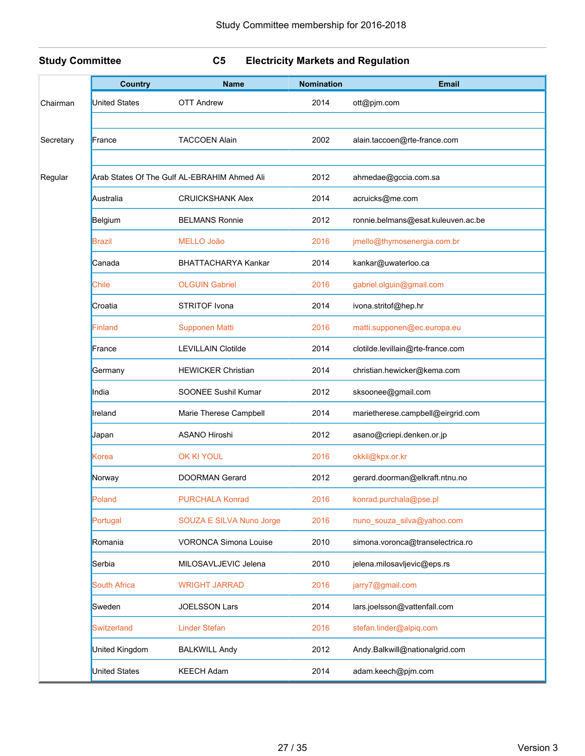Study Committee membership for 2016-2018

**Study Committee** **C5** **Electricity Markets and Regulation**

| | Country | Name | Nomination | Email |
|---|---|---|---|---|
| Chairman | United States | OTT Andrew | 2014 | ott@pjm.com |
| | | | | |
| Secretary | France | TACCOEN Alain | 2002 | alain.taccoen@rte-france.com |
| | | | | |
| Regular | Arab States Of The Gulf | AL-EBRAHIM Ahmed Ali | 2012 | ahmedae@gccia.com.sa |
| | Australia | CRUICKSHANK Alex | 2014 | acruicks@me.com |
| | Belgium | BELMANS Ronnie | 2012 | ronnie.belmans@esat.kuleuven.ac.be |
| | Brazil | MELLO João | 2016 | jmello@thymosenergia.com.br |
| | Canada | BHATTACHARYA Kankar | 2014 | kankar@uwaterloo.ca |
| | Chile | OLGUIN Gabriel | 2016 | gabriel.olguin@gmail.com |
| | Croatia | STRITOF Ivona | 2014 | ivona.stritof@hep.hr |
| | Finland | Supponen Matti | 2016 | matti.supponen@ec.europa.eu |
| | France | LEVILLAIN Clotilde | 2014 | clotilde.levillain@rte-france.com |
| | Germany | HEWICKER Christian | 2014 | christian.hewicker@kema.com |
| | India | SOONEE Sushil Kumar | 2012 | sksoonee@gmail.com |
| | Ireland | Marie Therese Campbell | 2014 | marietherese.campbell@eirgrid.com |
| | Japan | ASANO Hiroshi | 2012 | asano@criepi.denken.or.jp |
| | Korea | OK KI YOUL | 2016 | okkil@kpx.or.kr |
| | Norway | DOORMAN Gerard | 2012 | gerard.doorman@elkraft.ntnu.no |
| | Poland | PURCHALA Konrad | 2016 | konrad.purchala@pse.pl |
| | Portugal | SOUZA E SILVA Nuno Jorge | 2016 | nuno_souza_silva@yahoo.com |
| | Romania | VORONCA Simona Louise | 2010 | simona.voronca@transelectrica.ro |
| | Serbia | MILOSAVLJEVIC Jelena | 2010 | jelena.milosavljevic@eps.rs |
| | South Africa | WRIGHT JARRAD | 2016 | jarry7@gmail.com |
| | Sweden | JOELSSON Lars | 2014 | lars.joelsson@vattenfall.com |
| | Switzerland | Linder Stefan | 2016 | stefan.linder@alpiq.com |
| | United Kingdom | BALKWILL Andy | 2012 | Andy.Balkwill@nationalgrid.com |
| | United States | KEECH Adam | 2014 | adam.keech@pjm.com |

Version 3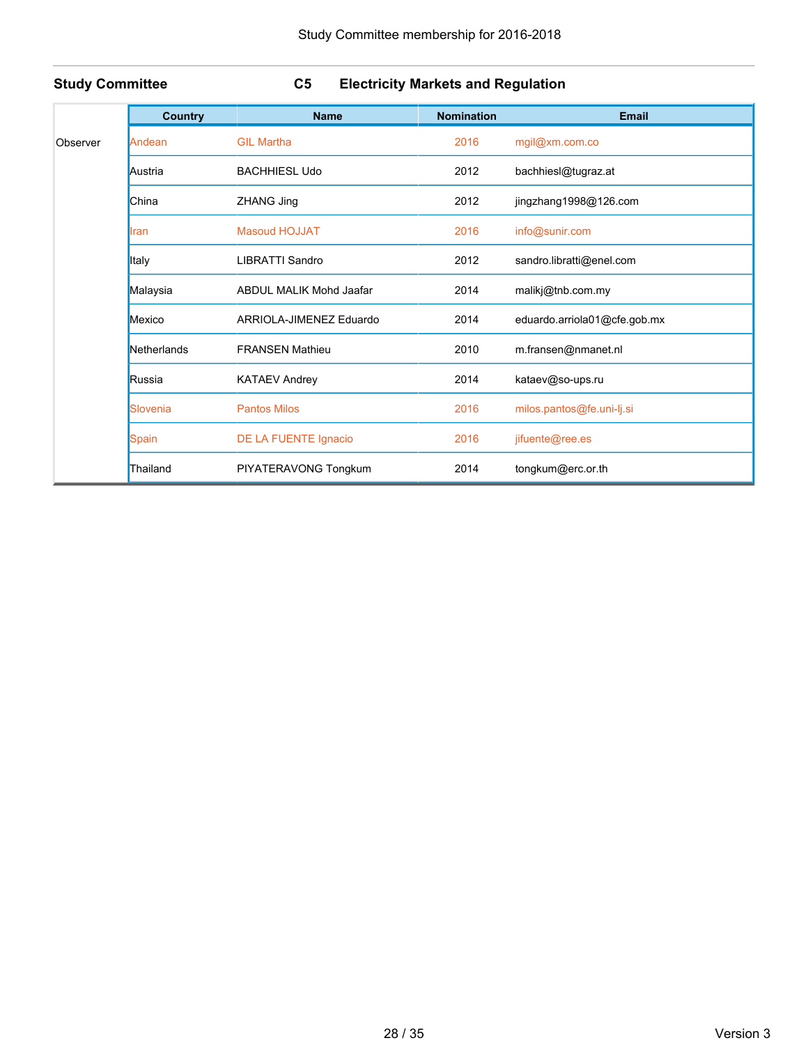Study Committee membership for 2016-2018

**Study Committee** **C5** **Electricity Markets and Regulation**

| | Country | Name | Nomination | Email |
|---|---|---|---|---|
| Observer | Andean | GIL Martha | 2016 | mgil@xm.com.co |
| | Austria | BACHHIESL Udo | 2012 | bachhiesl@tugraz.at |
| | China | ZHANG Jing | 2012 | jingzhang1998@126.com |
| | Iran | Masoud HOJJAT | 2016 | info@sunir.com |
| | Italy | LIBRATTI Sandro | 2012 | sandro.libratti@enel.com |
| | Malaysia | ABDUL MALIK Mohd Jaafar | 2014 | malikj@tnb.com.my |
| | Mexico | ARRIOLA-JIMENEZ Eduardo | 2014 | eduardo.arriola01@cfe.gob.mx |
| | Netherlands | FRANSEN Mathieu | 2010 | m.fransen@nmanet.nl |
| | Russia | KATAEV Andrey | 2014 | kataev@so-ups.ru |
| | Slovenia | Pantos Milos | 2016 | milos.pantos@fe.uni-lj.si |
| | Spain | DE LA FUENTE Ignacio | 2016 | jifuente@ree.es |
| | Thailand | PIYATERAVONG Tongkum | 2014 | tongkum@erc.or.th |

Version 3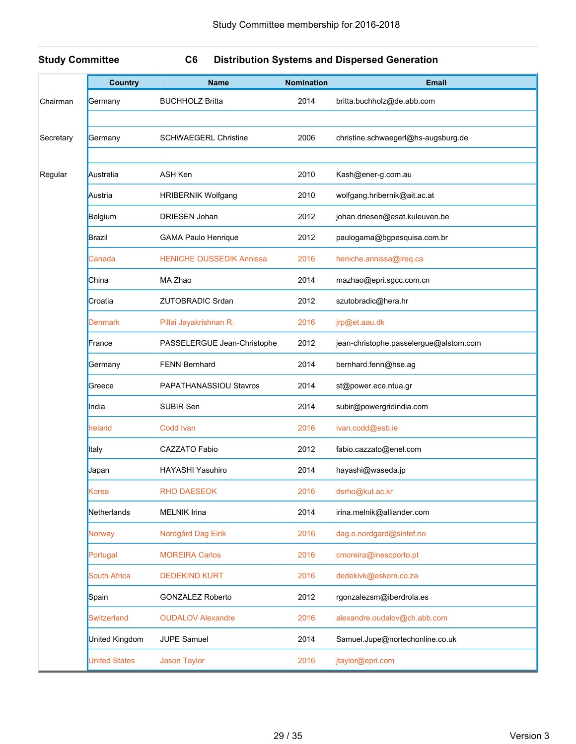Study Committee membership for 2016-2018

**Study Committee** **C6** **Distribution Systems and Dispersed Generation**

| | Country | Name | Nomination | Email |
|---|---|---|---|---|
| Chairman | Germany | BUCHHOLZ Britta | 2014 | britta.buchholz@de.abb.com |
| | | | | |
| Secretary | Germany | SCHWAEGERL Christine | 2006 | christine.schwaegerl@hs-augsburg.de |
| | | | | |
| Regular | Australia | ASH Ken | 2010 | Kash@ener-g.com.au |
| | Austria | HRIBERNIK Wolfgang | 2010 | wolfgang.hribernik@ait.ac.at |
| | Belgium | DRIESEN Johan | 2012 | johan.driesen@esat.kuleuven.be |
| | Brazil | GAMA Paulo Henrique | 2012 | paulogama@bgpesquisa.com.br |
| | Canada | HENICHE OUSSEDIK Annissa | 2016 | heniche.annissa@ireq.ca |
| | China | MA Zhao | 2014 | mazhao@epri.sgcc.com.cn |
| | Croatia | ZUTOBRADIC Srdan | 2012 | szutobradic@hera.hr |
| | Denmark | Pillai Jayakrishnan R. | 2016 | jrp@et.aau.dk |
| | France | PASSELERGUE Jean-Christophe | 2012 | jean-christophe.passelergue@alstom.com |
| | Germany | FENN Bernhard | 2014 | bernhard.fenn@hse.ag |
| | Greece | PAPATHANASSIOU Stavros | 2014 | st@power.ece.ntua.gr |
| | India | SUBIR Sen | 2014 | subir@powergridindia.com |
| | Ireland | Codd Ivan | 2016 | ivan.codd@esb.ie |
| | Italy | CAZZATO Fabio | 2012 | fabio.cazzato@enel.com |
| | Japan | HAYASHI Yasuhiro | 2014 | hayashi@waseda.jp |
| | Korea | RHO DAESEOK | 2016 | dsrho@kut.ac.kr |
| | Netherlands | MELNIK Irina | 2014 | irina.melnik@alliander.com |
| | Norway | Nordgård Dag Eirik | 2016 | dag.e.nordgard@sintef.no |
| | Portugal | MOREIRA Carlos | 2016 | cmoreira@inescporto.pt |
| | South Africa | DEDEKIND KURT | 2016 | dedekivk@eskom.co.za |
| | Spain | GONZALEZ Roberto | 2012 | rgonzalezsm@iberdrola.es |
| | Switzerland | OUDALOV Alexandre | 2016 | alexandre.oudalov@ch.abb.com |
| | United Kingdom | JUPE Samuel | 2014 | Samuel.Jupe@nortechonline.co.uk |
| | United States | Jason Taylor | 2016 | jtaylor@epri.com |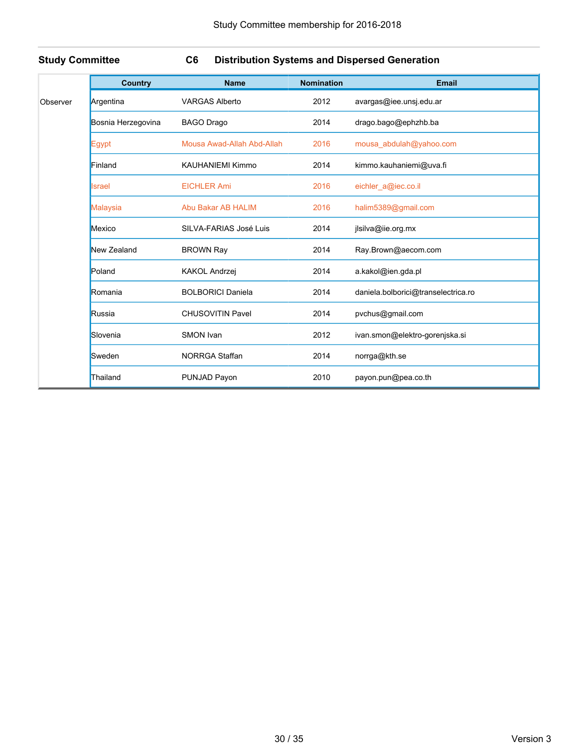**Study Committee** **C6** **Distribution Systems and Dispersed Generation**

| | Country | Name | Nomination | Email |
|---|---|---|---|---|
| Observer | Argentina | VARGAS Alberto | 2012 | avargas@iee.unsj.edu.ar |
| | Bosnia Herzegovina | BAGO Drago | 2014 | drago.bago@ephzhb.ba |
| | Egypt | Mousa Awad-Allah Abd-Allah | 2016 | mousa_abdulah@yahoo.com |
| | Finland | KAUHANIEMI Kimmo | 2014 | kimmo.kauhaniemi@uva.fi |
| | Israel | EICHLER Ami | 2016 | eichler_a@iec.co.il |
| | Malaysia | Abu Bakar AB HALIM | 2016 | halim5389@gmail.com |
| | Mexico | SILVA-FARIAS José Luis | 2014 | jlsilva@iie.org.mx |
| | New Zealand | BROWN Ray | 2014 | Ray.Brown@aecom.com |
| | Poland | KAKOL Andrzej | 2014 | a.kakol@ien.gda.pl |
| | Romania | BOLBORICI Daniela | 2014 | daniela.bolborici@transelectrica.ro |
| | Russia | CHUSOVITIN Pavel | 2014 | pvchus@gmail.com |
| | Slovenia | SMON Ivan | 2012 | ivan.smon@elektro-gorenjska.si |
| | Sweden | NORRGA Staffan | 2014 | norrga@kth.se |
| | Thailand | PUNJAD Payon | 2010 | payon.pun@pea.co.th |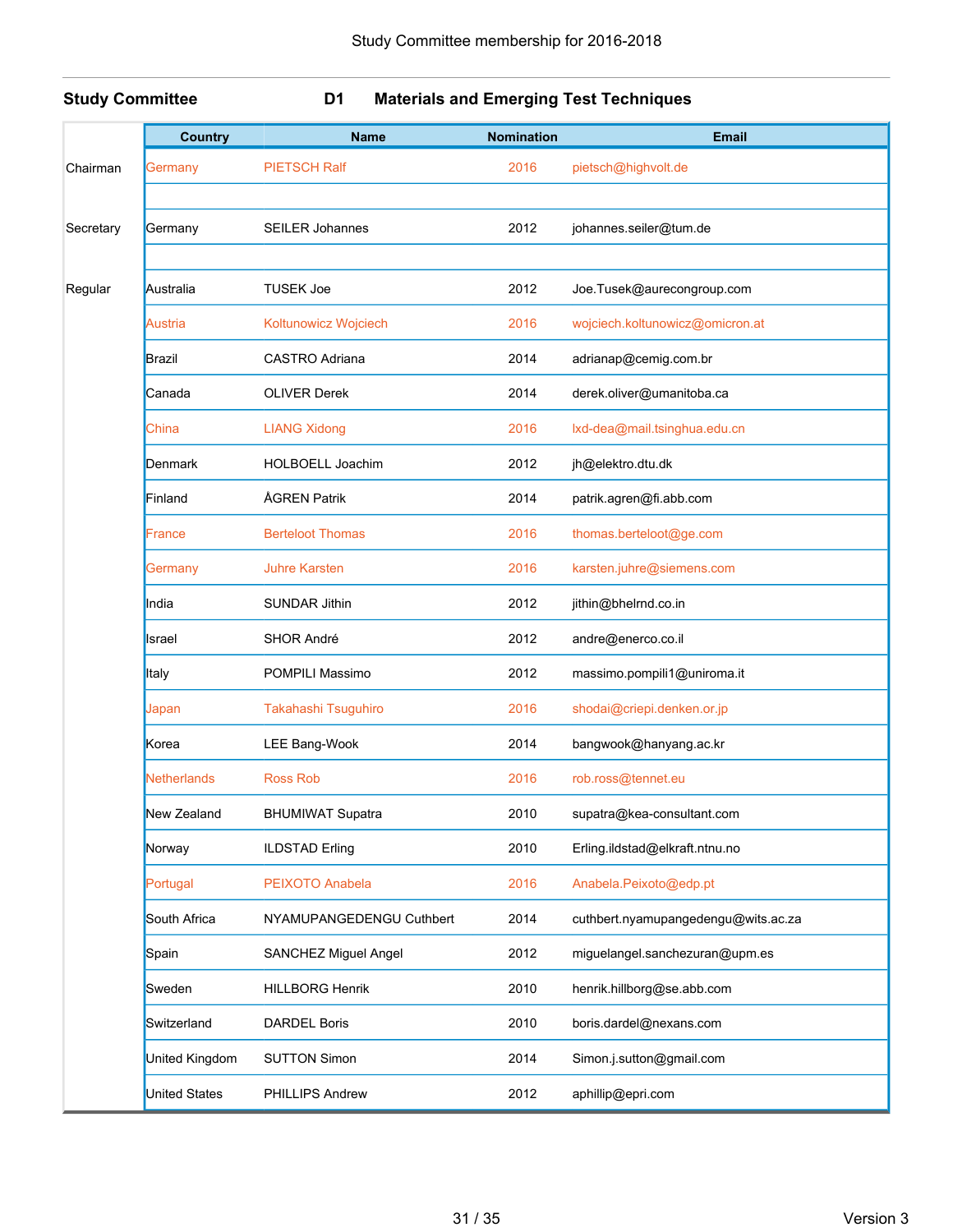Study Committee membership for 2016-2018

**Study Committee D1 Materials and Emerging Test Techniques**

| | Country | Name | Nomination | Email |
|---|---|---|---|---|
| Chairman | Germany | PIETSCH Ralf | 2016 | pietsch@highvolt.de |
| | | | | |
| Secretary | Germany | SEILER Johannes | 2012 | johannes.seiler@tum.de |
| | | | | |
| Regular | Australia | TUSEK Joe | 2012 | Joe.Tusek@aurecongroup.com |
| | Austria | Koltunowicz Wojciech | 2016 | wojciech.koltunowicz@omicron.at |
| | Brazil | CASTRO Adriana | 2014 | adrianap@cemig.com.br |
| | Canada | OLIVER Derek | 2014 | derek.oliver@umanitoba.ca |
| | China | LIANG Xidong | 2016 | lxd-dea@mail.tsinghua.edu.cn |
| | Denmark | HOLBOELL Joachim | 2012 | jh@elektro.dtu.dk |
| | Finland | ÅGREN Patrik | 2014 | patrik.agren@fi.abb.com |
| | France | Berteloot Thomas | 2016 | thomas.berteloot@ge.com |
| | Germany | Juhre Karsten | 2016 | karsten.juhre@siemens.com |
| | India | SUNDAR Jithin | 2012 | jithin@bhelrnd.co.in |
| | Israel | SHOR André | 2012 | andre@enerco.co.il |
| | Italy | POMPILI Massimo | 2012 | massimo.pompili1@uniroma.it |
| | Japan | Takahashi Tsuguhiro | 2016 | shodai@criepi.denken.or.jp |
| | Korea | LEE Bang-Wook | 2014 | bangwook@hanyang.ac.kr |
| | Netherlands | Ross Rob | 2016 | rob.ross@tennet.eu |
| | New Zealand | BHUMIWAT Supatra | 2010 | supatra@kea-consultant.com |
| | Norway | ILDSTAD Erling | 2010 | Erling.ildstad@elkraft.ntnu.no |
| | Portugal | PEIXOTO Anabela | 2016 | Anabela.Peixoto@edp.pt |
| | South Africa | NYAMUPANGEDENGU Cuthbert | 2014 | cuthbert.nyamupangedengu@wits.ac.za |
| | Spain | SANCHEZ Miguel Angel | 2012 | miguelangel.sanchezuran@upm.es |
| | Sweden | HILLBORG Henrik | 2010 | henrik.hillborg@se.abb.com |
| | Switzerland | DARDEL Boris | 2010 | boris.dardel@nexans.com |
| | United Kingdom | SUTTON Simon | 2014 | Simon.j.sutton@gmail.com |
| | United States | PHILLIPS Andrew | 2012 | aphillip@epri.com |

Version 3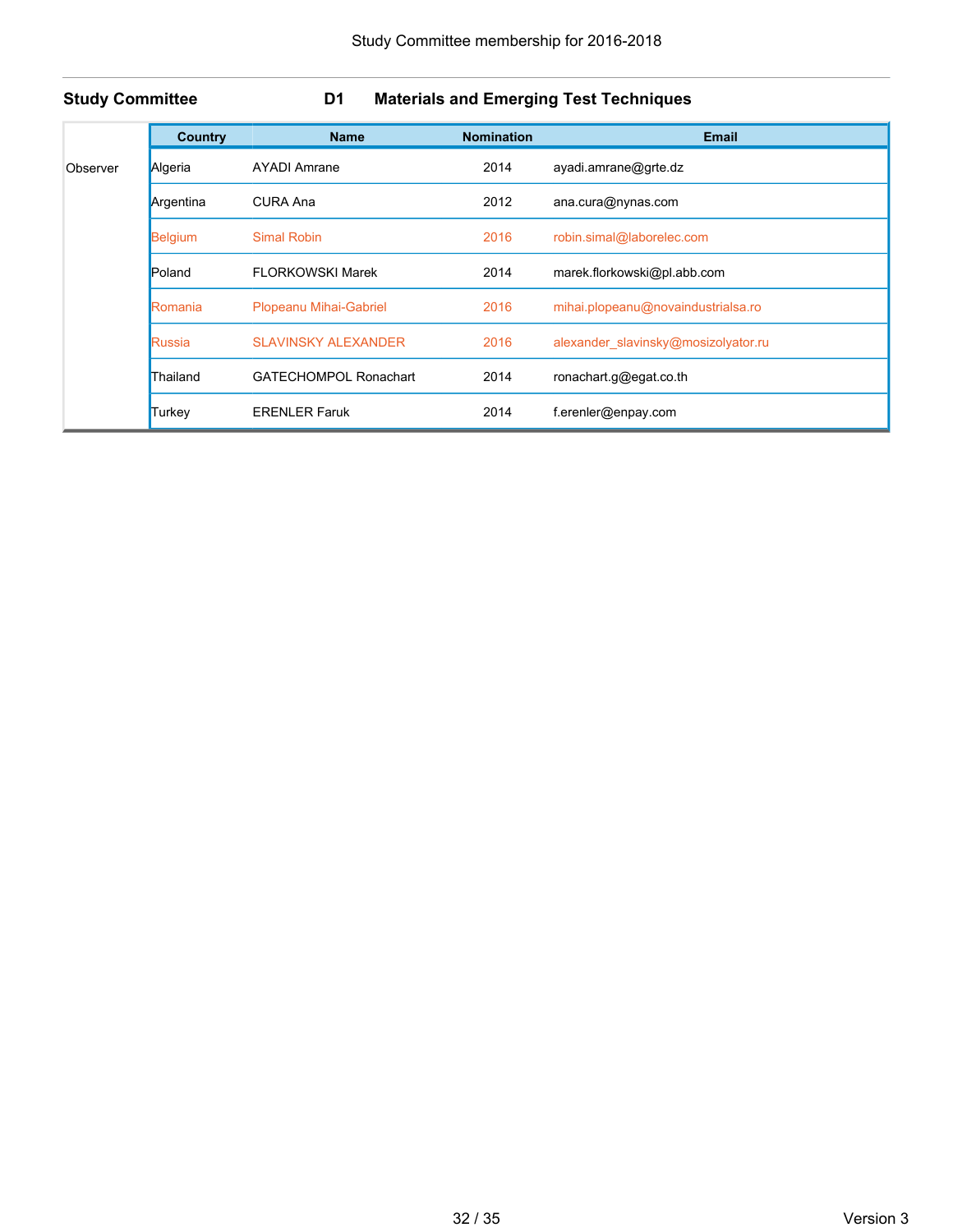**Study Committee** **D1** **Materials and Emerging Test Techniques**

| | Country | Name | Nomination | Email |
|---|---|---|---|---|
| Observer | Algeria | AYADI Amrane | 2014 | ayadi.amrane@grte.dz |
| | Argentina | CURA Ana | 2012 | ana.cura@nynas.com |
| | Belgium | Simal Robin | 2016 | robin.simal@laborelec.com |
| | Poland | FLORKOWSKI Marek | 2014 | marek.florkowski@pl.abb.com |
| | Romania | Plopeanu Mihai-Gabriel | 2016 | mihai.plopeanu@novaindustrialsa.ro |
| | Russia | SLAVINSKY ALEXANDER | 2016 | alexander_slavinsky@mosizolyator.ru |
| | Thailand | GATECHOMPOL Ronachart | 2014 | ronachart.g@egat.co.th |
| | Turkey | ERENLER Faruk | 2014 | f.erenler@enpay.com |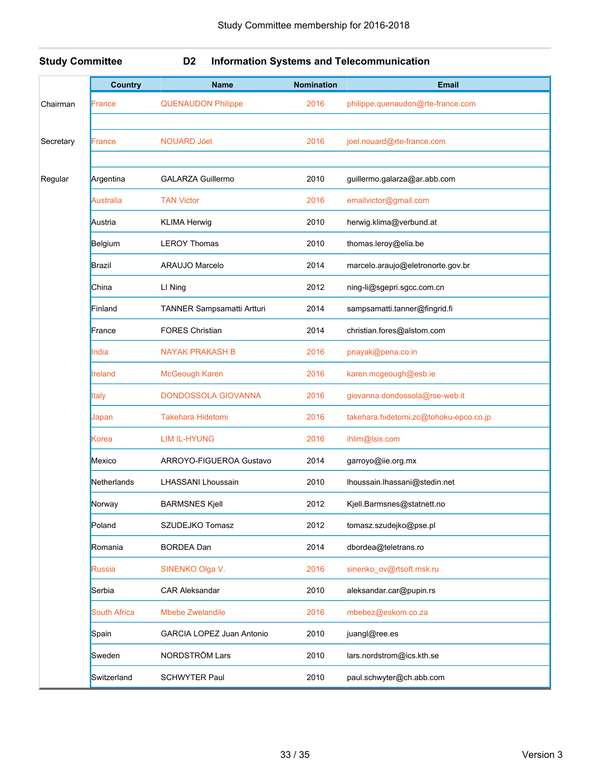Study Committee membership for 2016-2018

**Study Committee D2 Information Systems and Telecommunication**

| | Country | Name | Nomination | Email |
|---|---|---|---|---|
| Chairman | France | QUENAUDON Philippe | 2016 | philippe.quenaudon@rte-france.com |
| | | | | |
| Secretary | France | NOUARD Jöel | 2016 | joel.nouard@rte-france.com |
| | | | | |
| Regular | Argentina | GALARZA Guillermo | 2010 | guillermo.galarza@ar.abb.com |
| | Australia | TAN Victor | 2016 | emailvictor@gmail.com |
| | Austria | KLIMA Herwig | 2010 | herwig.klima@verbund.at |
| | Belgium | LEROY Thomas | 2010 | thomas.leroy@elia.be |
| | Brazil | ARAUJO Marcelo | 2014 | marcelo.araujo@eletronorte.gov.br |
| | China | LI Ning | 2012 | ning-li@sgepri.sgcc.com.cn |
| | Finland | TANNER Sampsamatti Artturi | 2014 | sampsamatti.tanner@fingrid.fi |
| | France | FORES Christian | 2014 | christian.fores@alstom.com |
| | India | NAYAK PRAKASH B | 2016 | pnayak@pena.co.in |
| | Ireland | McGeough Karen | 2016 | karen.mcgeough@esb.ie |
| | Italy | DONDOSSOLA GIOVANNA | 2016 | giovanna.dondossola@rse-web.it |
| | Japan | Takehara Hidetomi | 2016 | takehara.hidetomi.zc@tohoku-epco.co.jp |
| | Korea | LIM IL-HYUNG | 2016 | ihlim@lsis.com |
| | Mexico | ARROYO-FIGUEROA Gustavo | 2014 | garroyo@iie.org.mx |
| | Netherlands | LHASSANI Lhoussain | 2010 | lhoussain.lhassani@stedin.net |
| | Norway | BARMSNES Kjell | 2012 | Kjell.Barmsnes@statnett.no |
| | Poland | SZUDEJKO Tomasz | 2012 | tomasz.szudejko@pse.pl |
| | Romania | BORDEA Dan | 2014 | dbordea@teletrans.ro |
| | Russia | SINENKO Olga V. | 2016 | sinenko_ov@rtsoft.msk.ru |
| | Serbia | CAR Aleksandar | 2010 | aleksandar.car@pupin.rs |
| | South Africa | Mbebe Zwelandile | 2016 | mbebez@eskom.co.za |
| | Spain | GARCIA LOPEZ Juan Antonio | 2010 | juangl@ree.es |
| | Sweden | NORDSTRÖM Lars | 2010 | lars.nordstrom@ics.kth.se |
| | Switzerland | SCHWYTER Paul | 2010 | paul.schwyter@ch.abb.com |

Version 3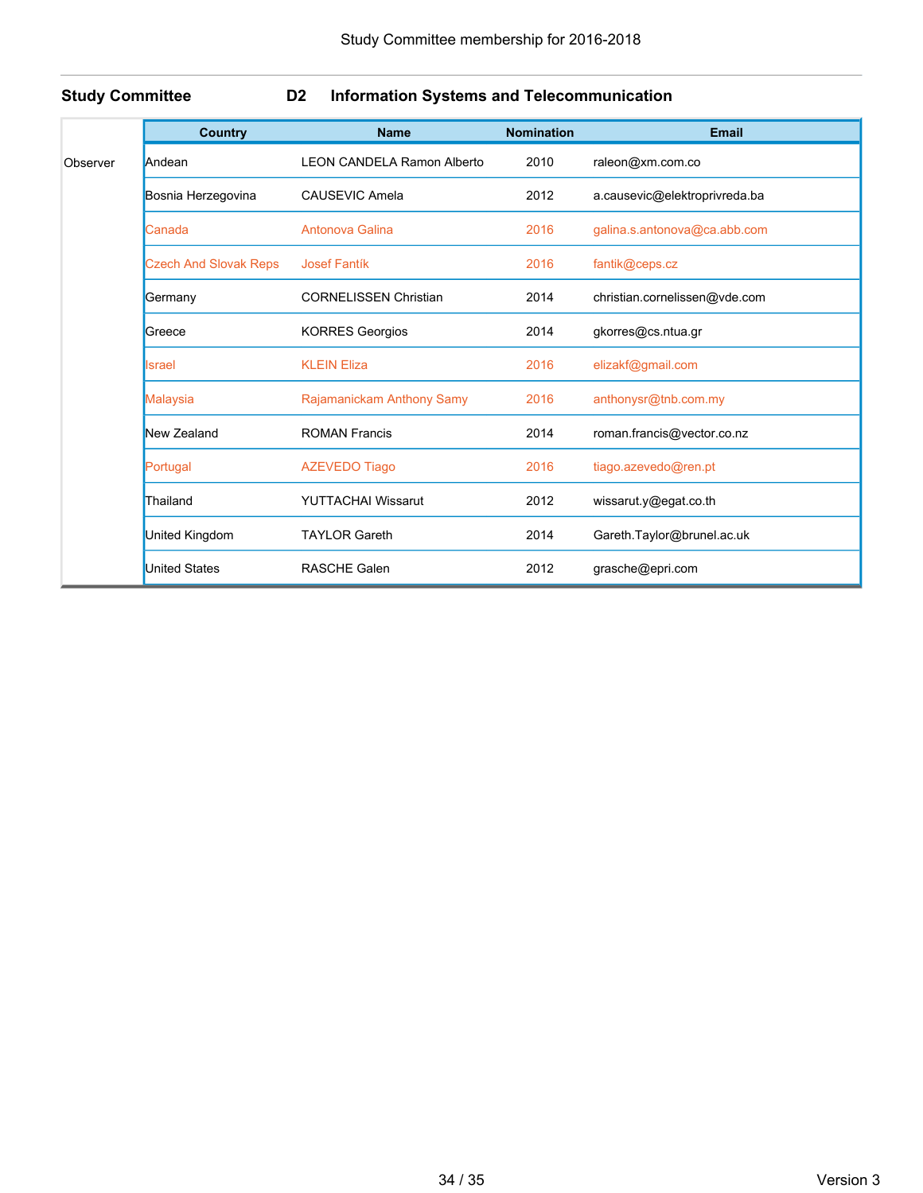Study Committee membership for 2016-2018

## Study Committee D2 Information Systems and Telecommunication

| | Country | Name | Nomination | Email |
|---|---|---|---|---|
| Observer | Andean | LEON CANDELA Ramon Alberto | 2010 | raleon@xm.com.co |
| | Bosnia Herzegovina | CAUSEVIC Amela | 2012 | a.causevic@elektroprivreda.ba |
| | Canada | Antonova Galina | 2016 | galina.s.antonova@ca.abb.com |
| | Czech And Slovak Reps | Josef Fantík | 2016 | fantik@ceps.cz |
| | Germany | CORNELISSEN Christian | 2014 | christian.cornelissen@vde.com |
| | Greece | KORRES Georgios | 2014 | gkorres@cs.ntua.gr |
| | Israel | KLEIN Eliza | 2016 | elizakf@gmail.com |
| | Malaysia | Rajamanickam Anthony Samy | 2016 | anthonysr@tnb.com.my |
| | New Zealand | ROMAN Francis | 2014 | roman.francis@vector.co.nz |
| | Portugal | AZEVEDO Tiago | 2016 | tiago.azevedo@ren.pt |
| | Thailand | YUTTACHAI Wissarut | 2012 | wissarut.y@egat.co.th |
| | United Kingdom | TAYLOR Gareth | 2014 | Gareth.Taylor@brunel.ac.uk |
| | United States | RASCHE Galen | 2012 | grasche@epri.com |

Version 3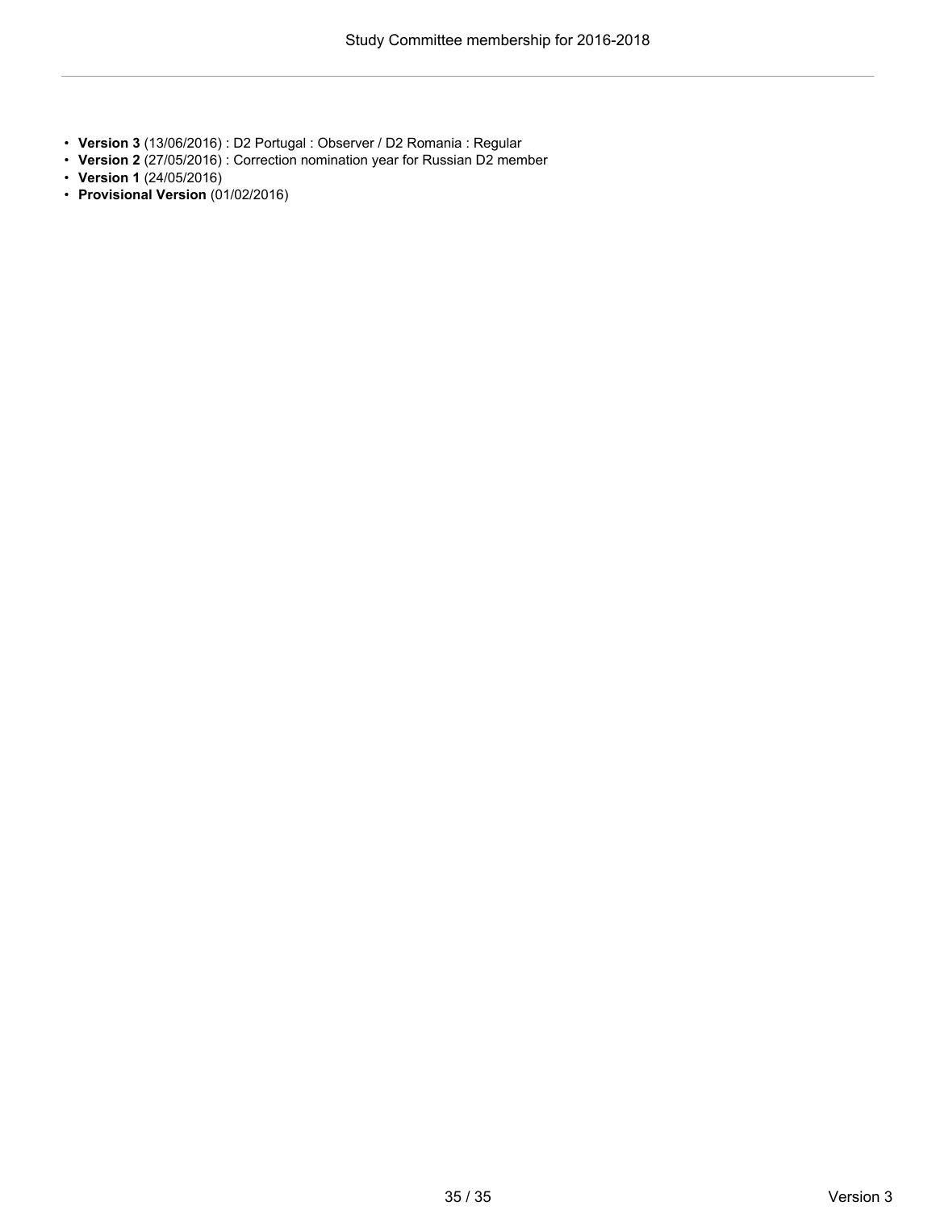- **Version 3** (13/06/2016) : D2 Portugal : Observer / D2 Romania : Regular
- **Version 2** (27/05/2016) : Correction nomination year for Russian D2 member
- **Version 1** (24/05/2016)
- **Provisional Version** (01/02/2016)